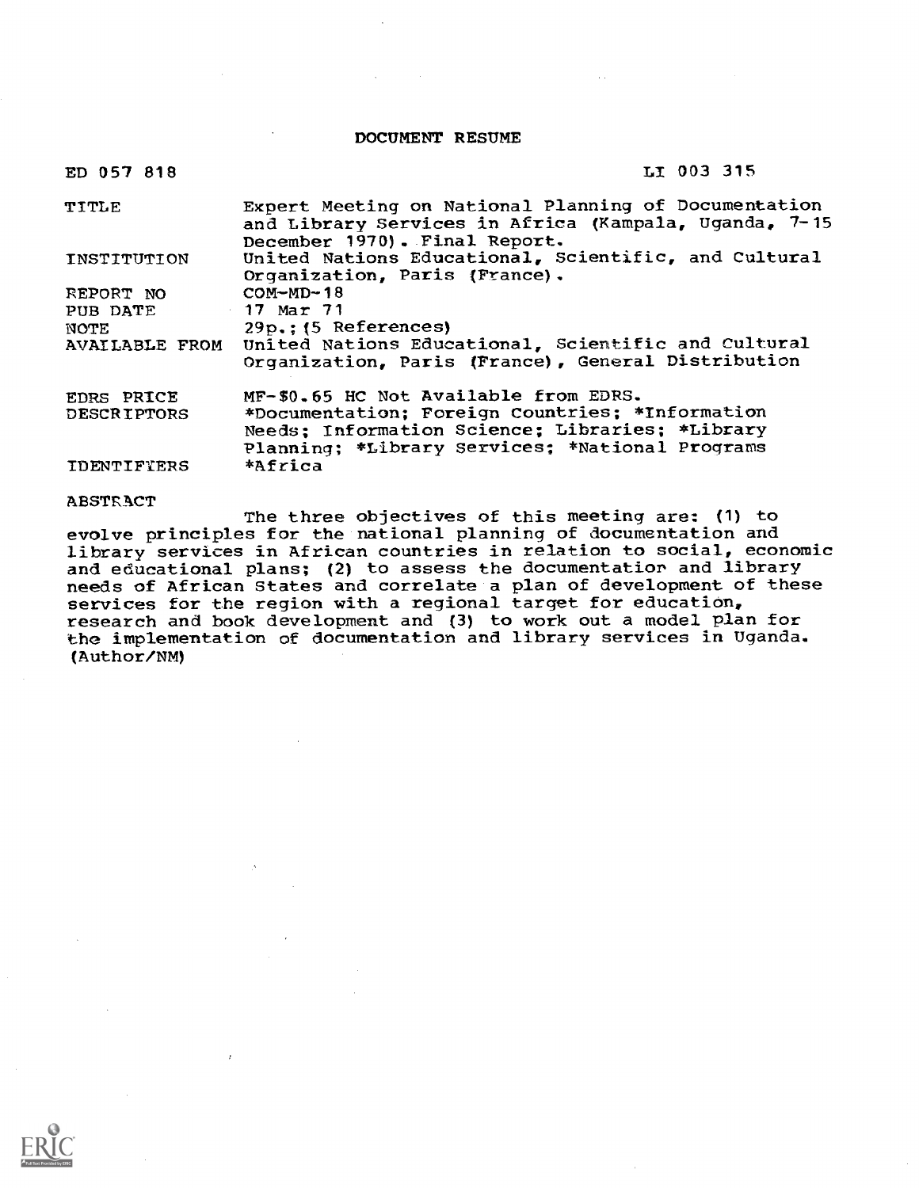# DOCUMENT RESUME

| | |
|---|---|
| ED 057 818 | LI 003 315 |
| TITLE | Expert Meeting on National Planning of Documentation and Library Services in Africa (Kampala, Uganda, 7-15 December 1970). Final Report. |
| INSTITUTION | United Nations Educational, Scientific, and Cultural Organization, Paris (France). |
| REPORT NO | COM-MD-18 |
| PUB DATE | 17 Mar 71 |
| NOTE | 29p.; (5 References) |
| AVAILABLE FROM | United Nations Educational, Scientific and Cultural Organization, Paris (France), General Distribution |
| EDRS PRICE | MF-$0.65 HC Not Available from EDRS. |
| DESCRIPTORS | *Documentation; Foreign Countries; *Information Needs; Information Science; Libraries; *Library Planning; *Library Services; *National Programs |
| IDENTIFIERS | *Africa |

ABSTRACT

The three objectives of this meeting are: (1) to evolve principles for the national planning of documentation and library services in African countries in relation to social, economic and educational plans; (2) to assess the documentatior and library needs of African States and correlate a plan of development of these services for the region with a regional target for education, research and book development and (3) to work out a model plan for the implementation of documentation and library services in Uganda. (Author/NM)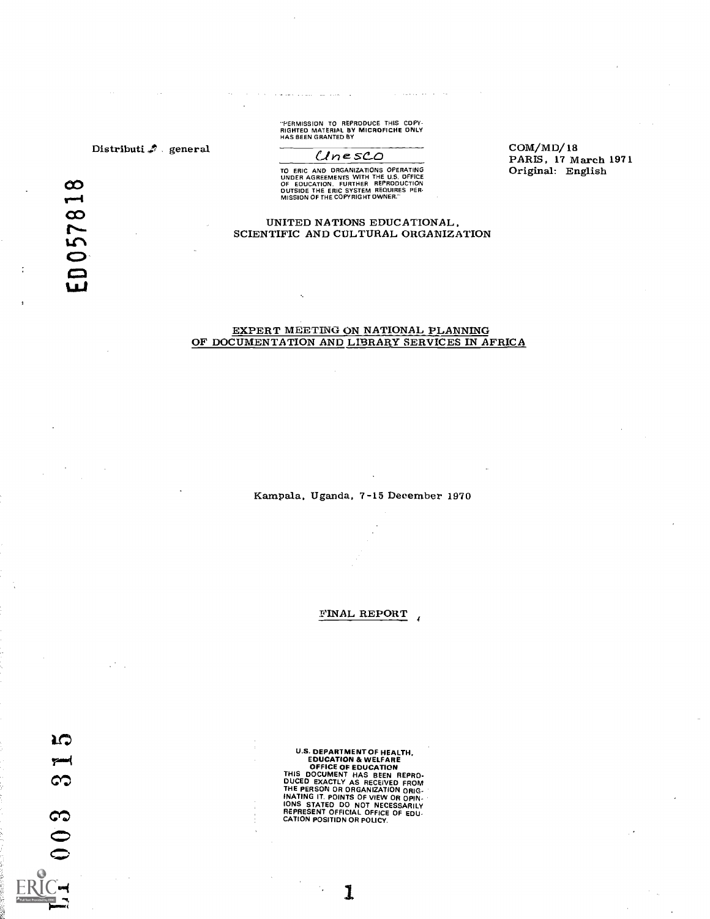"PERMISSION TO REPRODUCE THIS COPYRIGHTED MATERIAL BY MICROFICHE ONLY HAS BEEN GRANTED BY

Unesco

TO ERIC AND ORGANIZATIONS OPERATING UNDER AGREEMENTS WITH THE U.S. OFFICE OF EDUCATION. FURTHER REPRODUCTION OUTSIDE THE ERIC SYSTEM REQUIRES PERMISSION OF THE COPYRIGHT OWNER."

Distribution: general

COM/MD/18
PARIS, 17 March 1971
Original: English

ED057818

UNITED NATIONS EDUCATIONAL, SCIENTIFIC AND CULTURAL ORGANIZATION

# EXPERT MEETING ON NATIONAL PLANNING OF DOCUMENTATION AND LIBRARY SERVICES IN AFRICA

Kampala, Uganda, 7-15 December 1970

## FINAL REPORT

U.S. DEPARTMENT OF HEALTH, EDUCATION & WELFARE
OFFICE OF EDUCATION
THIS DOCUMENT HAS BEEN REPRODUCED EXACTLY AS RECEIVED FROM THE PERSON OR ORGANIZATION ORIGINATING IT. POINTS OF VIEW OR OPINIONS STATED DO NOT NECESSARILY REPRESENT OFFICIAL OFFICE OF EDUCATION POSITION OR POLICY.

LI 003 315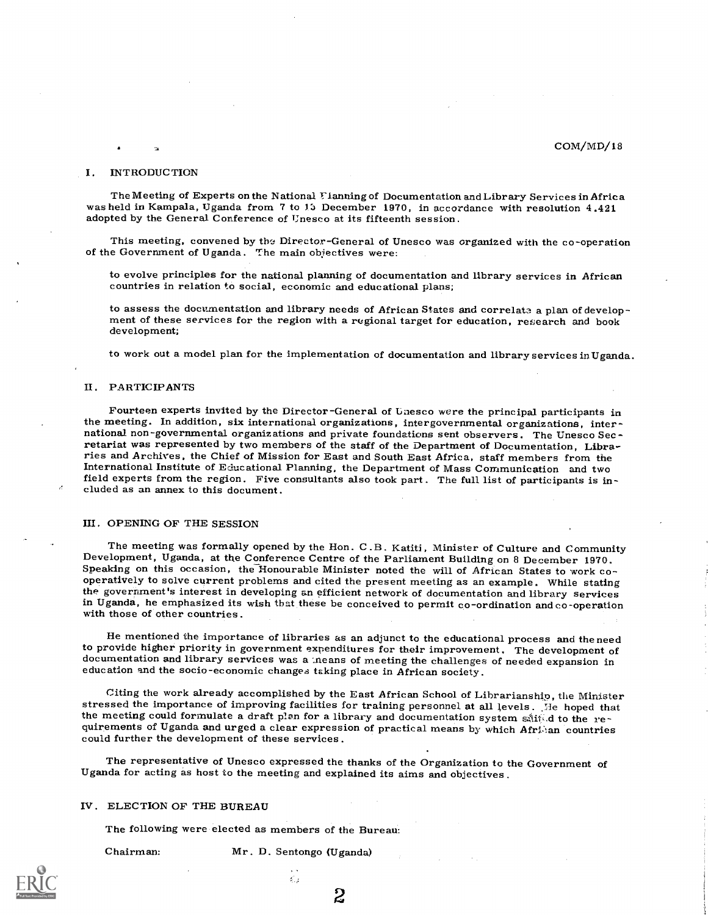COM/MD/18

## I. INTRODUCTION

The Meeting of Experts on the National Planning of Documentation and Library Services in Africa was held in Kampala, Uganda from 7 to 15 December 1970, in accordance with resolution 4.421 adopted by the General Conference of Unesco at its fifteenth session.

This meeting, convened by the Director-General of Unesco was organized with the co-operation of the Government of Uganda. The main objectives were:

to evolve principles for the national planning of documentation and library services in African countries in relation to social, economic and educational plans;

to assess the documentation and library needs of African States and correlate a plan of development of these services for the region with a regional target for education, research and book development;

to work out a model plan for the implementation of documentation and library services in Uganda.

## II. PARTICIPANTS

Fourteen experts invited by the Director-General of Unesco were the principal participants in the meeting. In addition, six international organizations, intergovernmental organizations, international non-governmental organizations and private foundations sent observers. The Unesco Secretariat was represented by two members of the staff of the Department of Documentation, Libraries and Archives, the Chief of Mission for East and South East Africa, staff members from the International Institute of Educational Planning, the Department of Mass Communication and two field experts from the region. Five consultants also took part. The full list of participants is included as an annex to this document.

## III. OPENING OF THE SESSION

The meeting was formally opened by the Hon. C.B. Katiti, Minister of Culture and Community Development, Uganda, at the Conference Centre of the Parliament Building on 8 December 1970. Speaking on this occasion, the Honourable Minister noted the will of African States to work co-operatively to solve current problems and cited the present meeting as an example. While stating the government's interest in developing an efficient network of documentation and library services in Uganda, he emphasized its wish that these be conceived to permit co-ordination and co-operation with those of other countries.

He mentioned the importance of libraries as an adjunct to the educational process and the need to provide higher priority in government expenditures for their improvement. The development of documentation and library services was a means of meeting the challenges of needed expansion in education and the socio-economic changes taking place in African society.

Citing the work already accomplished by the East African School of Librarianship, the Minister stressed the importance of improving facilities for training personnel at all levels. He hoped that the meeting could formulate a draft plan for a library and documentation system suited to the requirements of Uganda and urged a clear expression of practical means by which African countries could further the development of these services.

The representative of Unesco expressed the thanks of the Organization to the Government of Uganda for acting as host to the meeting and explained its aims and objectives.

## IV. ELECTION OF THE BUREAU

The following were elected as members of the Bureau:

Chairman: Mr. D. Sentongo (Uganda)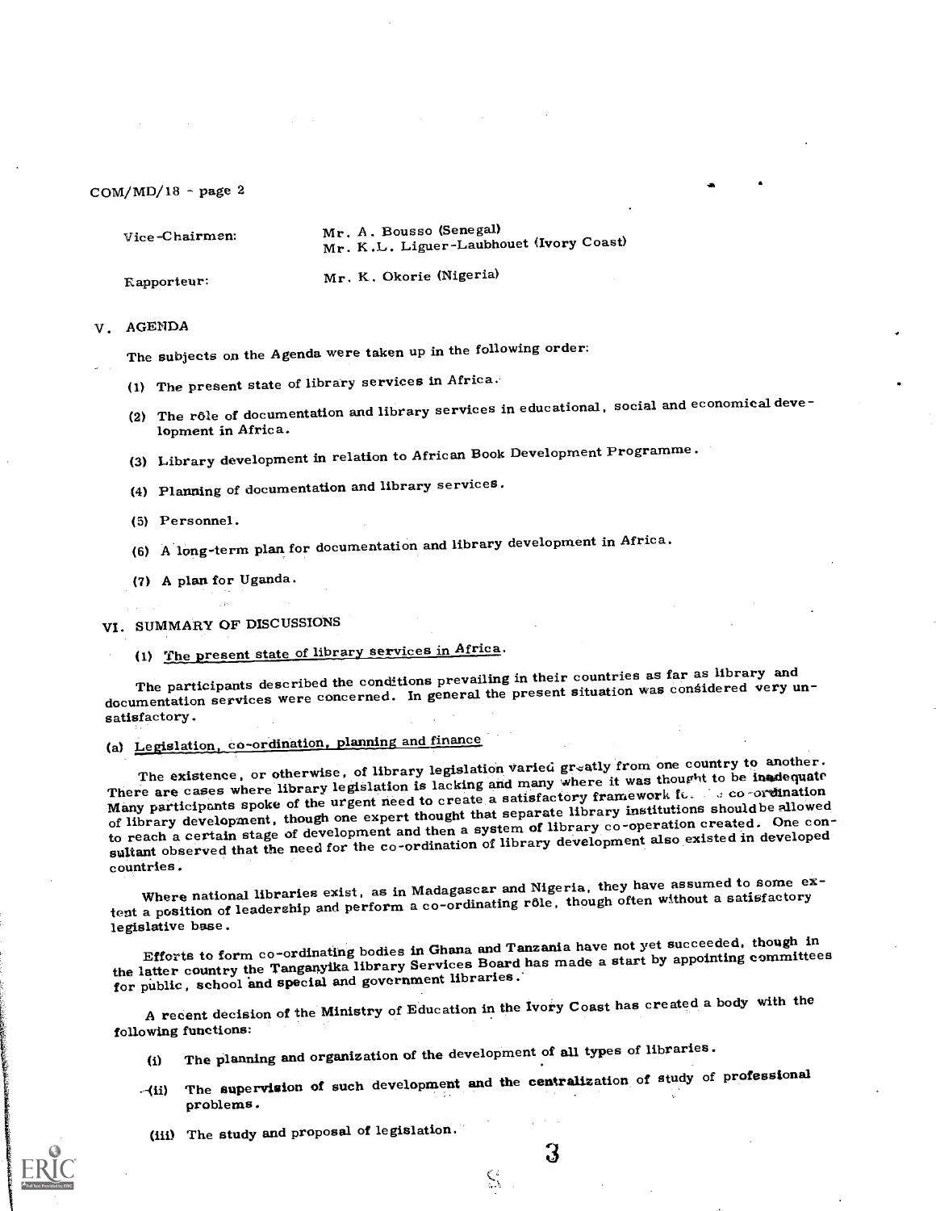Vice-Chairmen: Mr. A. Bousso (Senegal)
Mr. K.L. Liguer-Laubhouet (Ivory Coast)

Rapporteur: Mr. K. Okorie (Nigeria)

## V. AGENDA

The subjects on the Agenda were taken up in the following order:

(1) The present state of library services in Africa.

(2) The rôle of documentation and library services in educational, social and economical development in Africa.

(3) Library development in relation to African Book Development Programme.

(4) Planning of documentation and library services.

(5) Personnel.

(6) A long-term plan for documentation and library development in Africa.

(7) A plan for Uganda.

## VI. SUMMARY OF DISCUSSIONS

### (1) The present state of library services in Africa.

The participants described the conditions prevailing in their countries as far as library and documentation services were concerned. In general the present situation was considered very unsatisfactory.

#### (a) Legislation, co-ordination, planning and finance

The existence, or otherwise, of library legislation varied greatly from one country to another. There are cases where library legislation is lacking and many where it was thought to be inadequate. Many participants spoke of the urgent need to create a satisfactory framework for co-ordination of library development, though one expert thought that separate library institutions should be allowed to reach a certain stage of development and then a system of library co-operation created. One consultant observed that the need for the co-ordination of library development also existed in developed countries.

Where national libraries exist, as in Madagascar and Nigeria, they have assumed to some extent a position of leadership and perform a co-ordinating rôle, though often without a satisfactory legislative base.

Efforts to form co-ordinating bodies in Ghana and Tanzania have not yet succeeded, though in the latter country the Tanganyika Library Services Board has made a start by appointing committees for public, school and special and government libraries.

A recent decision of the Ministry of Education in the Ivory Coast has created a body with the following functions:

(i) The planning and organization of the development of all types of libraries.

(ii) The supervision of such development and the centralization of study of professional problems.

(iii) The study and proposal of legislation.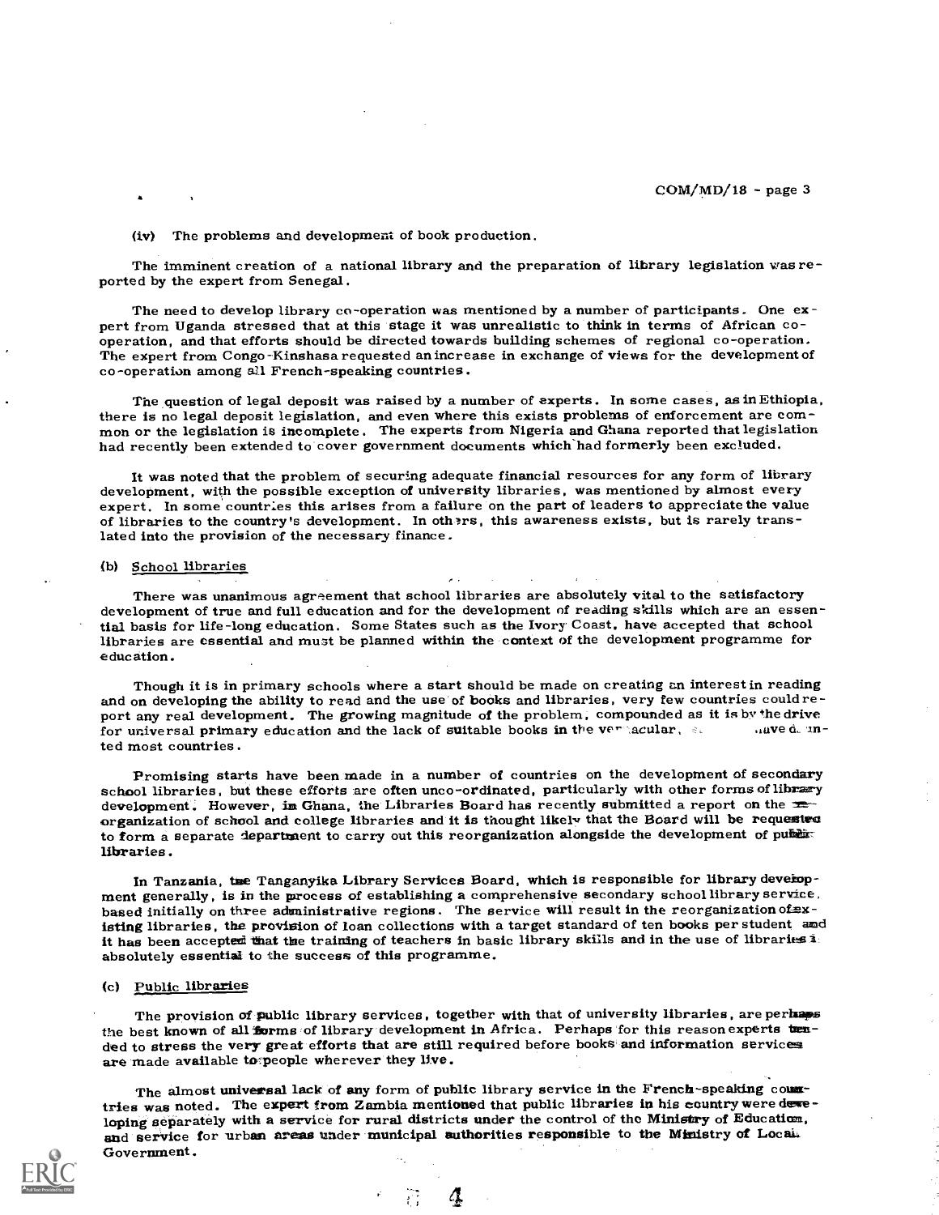(iv) The problems and development of book production.

The imminent creation of a national library and the preparation of library legislation was reported by the expert from Senegal.

The need to develop library co-operation was mentioned by a number of participants. One expert from Uganda stressed that at this stage it was unrealistic to think in terms of African co-operation, and that efforts should be directed towards building schemes of regional co-operation. The expert from Congo-Kinshasa requested an increase in exchange of views for the development of co-operation among all French-speaking countries.

The question of legal deposit was raised by a number of experts. In some cases, as in Ethiopia, there is no legal deposit legislation, and even where this exists problems of enforcement are common or the legislation is incomplete. The experts from Nigeria and Ghana reported that legislation had recently been extended to cover government documents which had formerly been excluded.

It was noted that the problem of securing adequate financial resources for any form of library development, with the possible exception of university libraries, was mentioned by almost every expert. In some countries this arises from a failure on the part of leaders to appreciate the value of libraries to the country's development. In others, this awareness exists, but is rarely translated into the provision of the necessary finance.

(b) School libraries

There was unanimous agreement that school libraries are absolutely vital to the satisfactory development of true and full education and for the development of reading skills which are an essential basis for life-long education. Some States such as the Ivory Coast, have accepted that school libraries are essential and must be planned within the context of the development programme for education.

Though it is in primary schools where a start should be made on creating an interest in reading and on developing the ability to read and the use of books and libraries, very few countries could report any real development. The growing magnitude of the problem, compounded as it is by the drive for universal primary education and the lack of suitable books in the vernacular, have daunted most countries.

Promising starts have been made in a number of countries on the development of secondary school libraries, but these efforts are often unco-ordinated, particularly with other forms of library development. However, in Ghana, the Libraries Board has recently submitted a report on the reorganization of school and college libraries and it is thought likely that the Board will be requested to form a separate department to carry out this reorganization alongside the development of public libraries.

In Tanzania, the Tanganyika Library Services Board, which is responsible for library development generally, is in the process of establishing a comprehensive secondary school library service, based initially on three administrative regions. The service will result in the reorganization of existing libraries, the provision of loan collections with a target standard of ten books per student and it has been accepted that the training of teachers in basic library skills and in the use of libraries is absolutely essential to the success of this programme.

(c) Public libraries

The provision of public library services, together with that of university libraries, are perhaps the best known of all forms of library development in Africa. Perhaps for this reason experts tended to stress the very great efforts that are still required before books and information services are made available to people wherever they live.

The almost universal lack of any form of public library service in the French-speaking countries was noted. The expert from Zambia mentioned that public libraries in his country were developing separately with a service for rural districts under the control of the Ministry of Education, and service for urban areas under municipal authorities responsible to the Ministry of Local Government.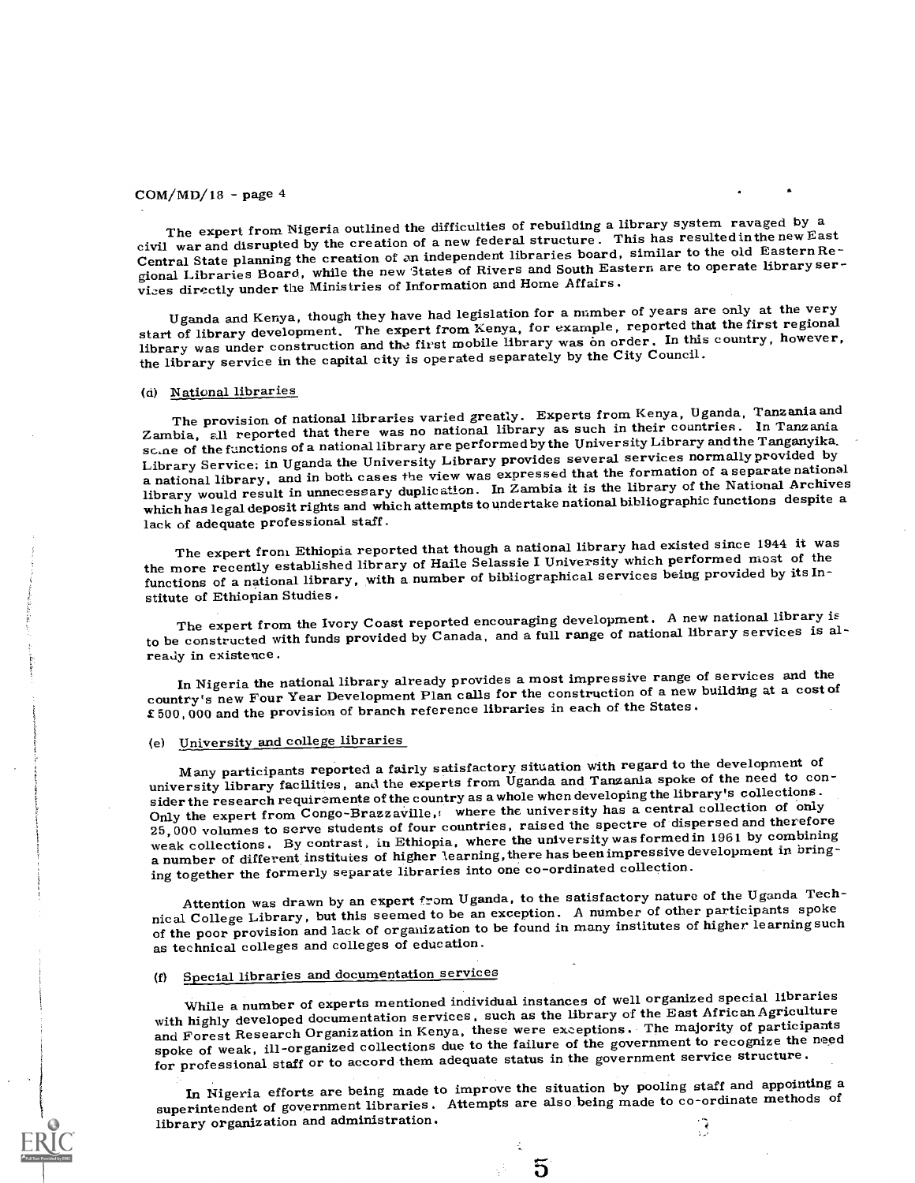The expert from Nigeria outlined the difficulties of rebuilding a library system ravaged by a civil war and disrupted by the creation of a new federal structure. This has resulted in the new East Central State planning the creation of an independent libraries board, similar to the old Eastern Regional Libraries Board, while the new States of Rivers and South Eastern are to operate library services directly under the Ministries of Information and Home Affairs.

Uganda and Kenya, though they have had legislation for a number of years are only at the very start of library development. The expert from Kenya, for example, reported that the first regional library was under construction and the first mobile library was on order. In this country, however, the library service in the capital city is operated separately by the City Council.

(d) National libraries

The provision of national libraries varied greatly. Experts from Kenya, Uganda, Tanzania and Zambia, all reported that there was no national library as such in their countries. In Tanzania some of the functions of a national library are performed by the University Library and the Tanganyika Library Service; in Uganda the University Library provides several services normally provided by a national library, and in both cases the view was expressed that the formation of a separate national library would result in unnecessary duplication. In Zambia it is the library of the National Archives which has legal deposit rights and which attempts to undertake national bibliographic functions despite a lack of adequate professional staff.

The expert from Ethiopia reported that though a national library had existed since 1944 it was the more recently established library of Haile Selassie I University which performed most of the functions of a national library, with a number of bibliographical services being provided by its Institute of Ethiopian Studies.

The expert from the Ivory Coast reported encouraging development. A new national library is to be constructed with funds provided by Canada, and a full range of national library services is already in existence.

In Nigeria the national library already provides a most impressive range of services and the country's new Four Year Development Plan calls for the construction of a new building at a cost of £500,000 and the provision of branch reference libraries in each of the States.

(e) University and college libraries

Many participants reported a fairly satisfactory situation with regard to the development of university library facilities, and the experts from Uganda and Tanzania spoke of the need to consider the research requirements of the country as a whole when developing the library's collections. Only the expert from Congo-Brazzaville, where the university has a central collection of only 25,000 volumes to serve students of four countries, raised the spectre of dispersed and therefore weak collections. By contrast, in Ethiopia, where the university was formed in 1961 by combining a number of different institutes of higher learning, there has been impressive development in bringing together the formerly separate libraries into one co-ordinated collection.

Attention was drawn by an expert from Uganda, to the satisfactory nature of the Uganda Technical College Library, but this seemed to be an exception. A number of other participants spoke of the poor provision and lack of organization to be found in many institutes of higher learning such as technical colleges and colleges of education.

(f) Special libraries and documentation services

While a number of experts mentioned individual instances of well organized special libraries with highly developed documentation services, such as the library of the East African Agriculture and Forest Research Organization in Kenya, these were exceptions. The majority of participants spoke of weak, ill-organized collections due to the failure of the government to recognize the need for professional staff or to accord them adequate status in the government service structure.

In Nigeria efforts are being made to improve the situation by pooling staff and appointing a superintendent of government libraries. Attempts are also being made to co-ordinate methods of library organization and administration.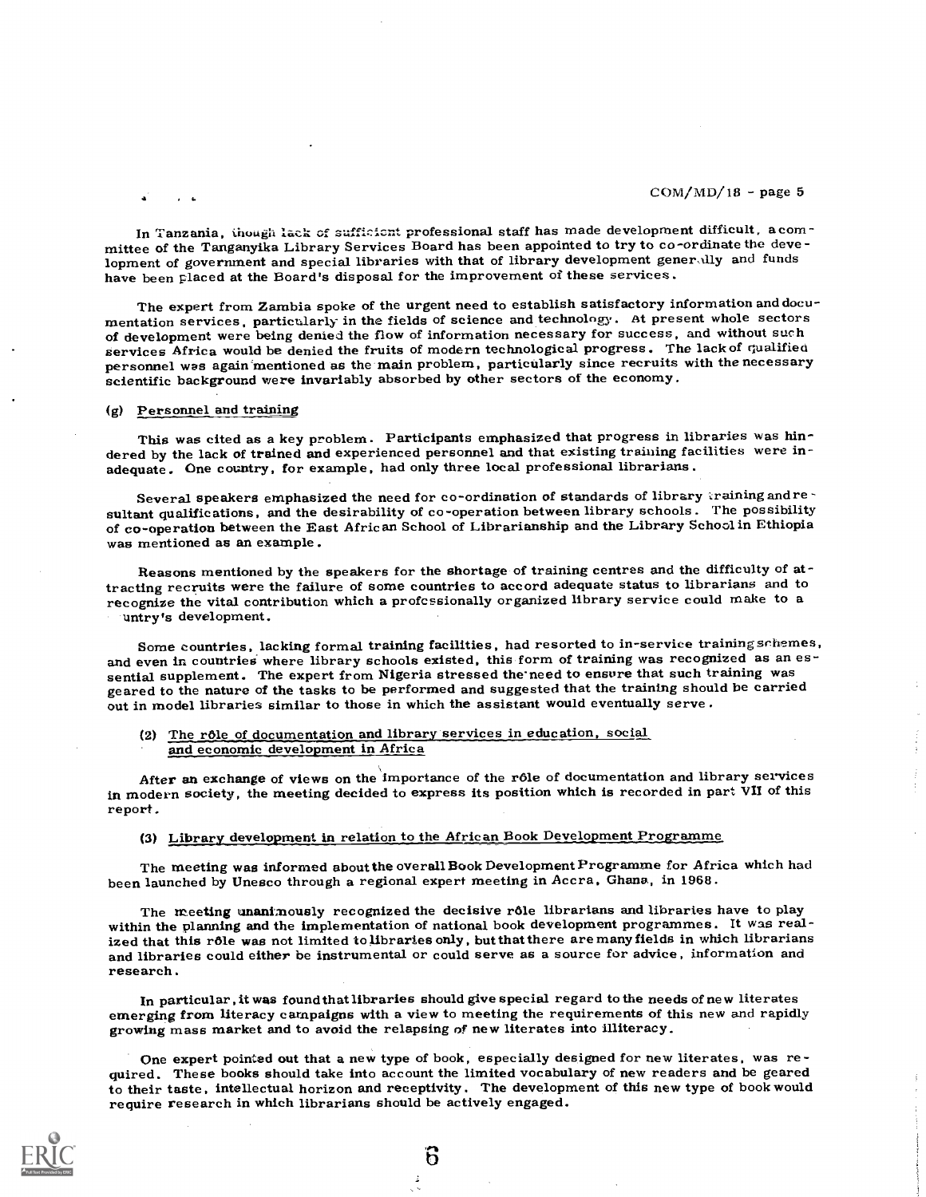In Tanzania, though lack of sufficient professional staff has made development difficult, a committee of the Tanganyika Library Services Board has been appointed to try to co-ordinate the development of government and special libraries with that of library development generally and funds have been placed at the Board's disposal for the improvement of these services.

The expert from Zambia spoke of the urgent need to establish satisfactory information and documentation services, particularly in the fields of science and technology. At present whole sectors of development were being denied the flow of information necessary for success, and without such services Africa would be denied the fruits of modern technological progress. The lack of qualified personnel was again mentioned as the main problem, particularly since recruits with the necessary scientific background were invariably absorbed by other sectors of the economy.

(g) Personnel and training

This was cited as a key problem. Participants emphasized that progress in libraries was hindered by the lack of trained and experienced personnel and that existing training facilities were inadequate. One country, for example, had only three local professional librarians.

Several speakers emphasized the need for co-ordination of standards of library training and resultant qualifications, and the desirability of co-operation between library schools. The possibility of co-operation between the East African School of Librarianship and the Library School in Ethiopia was mentioned as an example.

Reasons mentioned by the speakers for the shortage of training centres and the difficulty of attracting recruits were the failure of some countries to accord adequate status to librarians and to recognize the vital contribution which a professionally organized library service could make to a country's development.

Some countries, lacking formal training facilities, had resorted to in-service training schemes, and even in countries where library schools existed, this form of training was recognized as an essential supplement. The expert from Nigeria stressed the need to ensure that such training was geared to the nature of the tasks to be performed and suggested that the training should be carried out in model libraries similar to those in which the assistant would eventually serve.

(2) The rôle of documentation and library services in education, social and economic development in Africa

After an exchange of views on the importance of the rôle of documentation and library services in modern society, the meeting decided to express its position which is recorded in part VII of this report.

(3) Library development in relation to the African Book Development Programme

The meeting was informed about the overall Book Development Programme for Africa which had been launched by Unesco through a regional expert meeting in Accra, Ghana, in 1968.

The meeting unanimously recognized the decisive rôle librarians and libraries have to play within the planning and the implementation of national book development programmes. It was realized that this rôle was not limited to libraries only, but that there are many fields in which librarians and libraries could either be instrumental or could serve as a source for advice, information and research.

In particular, it was found that libraries should give special regard to the needs of new literates emerging from literacy campaigns with a view to meeting the requirements of this new and rapidly growing mass market and to avoid the relapsing of new literates into illiteracy.

One expert pointed out that a new type of book, especially designed for new literates, was required. These books should take into account the limited vocabulary of new readers and be geared to their taste, intellectual horizon and receptivity. The development of this new type of book would require research in which librarians should be actively engaged.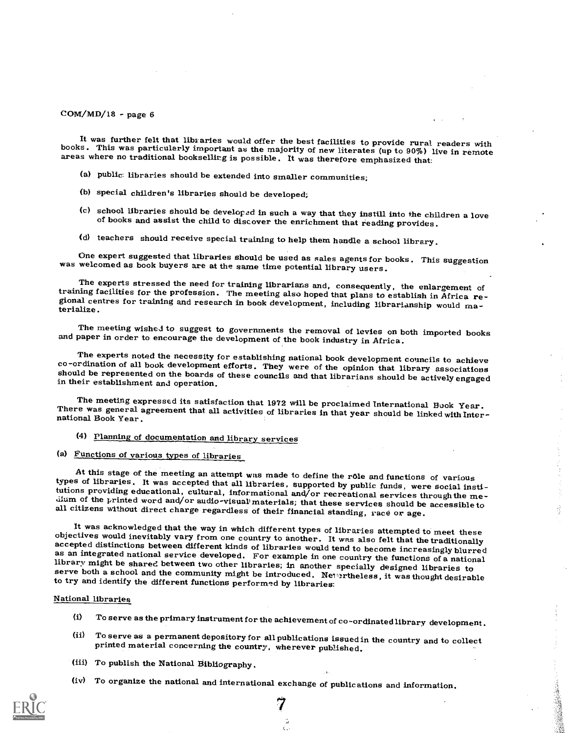It was further felt that libraries would offer the best facilities to provide rural readers with books. This was particularly important as the majority of new literates (up to 90%) live in remote areas where no traditional bookselling is possible. It was therefore emphasized that:

(a) public libraries should be extended into smaller communities;

(b) special children's libraries should be developed;

(c) school libraries should be developed in such a way that they instill into the children a love of books and assist the child to discover the enrichment that reading provides.

(d) teachers should receive special training to help them handle a school library.

One expert suggested that libraries should be used as sales agents for books. This suggestion was welcomed as book buyers are at the same time potential library users.

The experts stressed the need for training librarians and, consequently, the enlargement of training facilities for the profession. The meeting also hoped that plans to establish in Africa regional centres for training and research in book development, including librarianship would materialize.

The meeting wished to suggest to governments the removal of levies on both imported books and paper in order to encourage the development of the book industry in Africa.

The experts noted the necessity for establishing national book development councils to achieve co-ordination of all book development efforts. They were of the opinion that library associations should be represented on the boards of these councils and that librarians should be actively engaged in their establishment and operation.

The meeting expressed its satisfaction that 1972 will be proclaimed International Book Year. There was general agreement that all activities of libraries in that year should be linked with International Book Year.

## (4) Planning of documentation and library services

### (a) Functions of various types of libraries

At this stage of the meeting an attempt was made to define the rôle and functions of various types of libraries. It was accepted that all libraries, supported by public funds, were social institutions providing educational, cultural, informational and/or recreational services through the medium of the printed word and/or audio-visual materials; that these services should be accessible to all citizens without direct charge regardless of their financial standing, race or age.

It was acknowledged that the way in which different types of libraries attempted to meet these objectives would inevitably vary from one country to another. It was also felt that the traditionally accepted distinctions between different kinds of libraries would tend to become increasingly blurred as an integrated national service developed. For example in one country the functions of a national library might be shared between two other libraries; in another specially designed libraries to serve both a school and the community might be introduced. Nevertheless, it was thought desirable to try and identify the different functions performed by libraries:

#### National libraries

(i) To serve as the primary instrument for the achievement of co-ordinated library development.

(ii) To serve as a permanent depository for all publications issued in the country and to collect printed material concerning the country, wherever published.

(iii) To publish the National Bibliography.

(iv) To organize the national and international exchange of publications and information.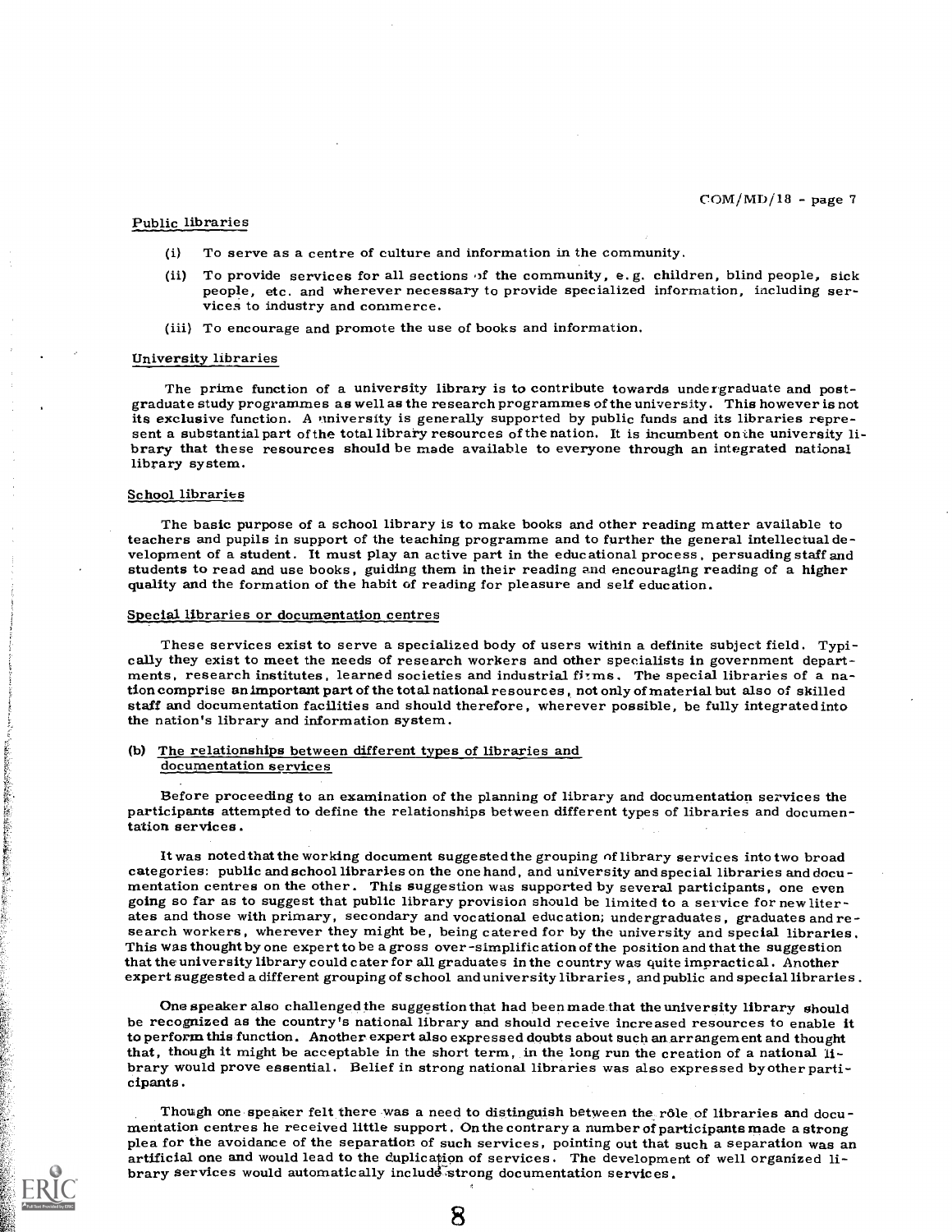#### Public libraries

- (i) To serve as a centre of culture and information in the community.
- (ii) To provide services for all sections of the community, e.g. children, blind people, sick people, etc. and wherever necessary to provide specialized information, including services to industry and commerce.
- (iii) To encourage and promote the use of books and information.

#### University libraries

The prime function of a university library is to contribute towards undergraduate and postgraduate study programmes as well as the research programmes of the university. This however is not its exclusive function. A university is generally supported by public funds and its libraries represent a substantial part of the total library resources of the nation. It is incumbent on the university library that these resources should be made available to everyone through an integrated national library system.

#### School libraries

The basic purpose of a school library is to make books and other reading matter available to teachers and pupils in support of the teaching programme and to further the general intellectual development of a student. It must play an active part in the educational process, persuading staff and students to read and use books, guiding them in their reading and encouraging reading of a higher quality and the formation of the habit of reading for pleasure and self education.

#### Special libraries or documentation centres

These services exist to serve a specialized body of users within a definite subject field. Typically they exist to meet the needs of research workers and other specialists in government departments, research institutes, learned societies and industrial firms. The special libraries of a nation comprise an important part of the total national resources, not only of material but also of skilled staff and documentation facilities and should therefore, wherever possible, be fully integrated into the nation's library and information system.

### (b) The relationships between different types of libraries and documentation services

Before proceeding to an examination of the planning of library and documentation services the participants attempted to define the relationships between different types of libraries and documentation services.

It was noted that the working document suggested the grouping of library services into two broad categories: public and school libraries on the one hand, and university and special libraries and documentation centres on the other. This suggestion was supported by several participants, one even going so far as to suggest that public library provision should be limited to a service for new literates and those with primary, secondary and vocational education; undergraduates, graduates and research workers, wherever they might be, being catered for by the university and special libraries. This was thought by one expert to be a gross over-simplification of the position and that the suggestion that the university library could cater for all graduates in the country was quite impractical. Another expert suggested a different grouping of school and university libraries, and public and special libraries.

One speaker also challenged the suggestion that had been made that the university library should be recognized as the country's national library and should receive increased resources to enable it to perform this function. Another expert also expressed doubts about such an arrangement and thought that, though it might be acceptable in the short term, in the long run the creation of a national library would prove essential. Belief in strong national libraries was also expressed by other participants.

Though one speaker felt there was a need to distinguish between the rôle of libraries and documentation centres he received little support. On the contrary a number of participants made a strong plea for the avoidance of the separation of such services, pointing out that such a separation was an artificial one and would lead to the duplication of services. The development of well organized library services would automatically include strong documentation services.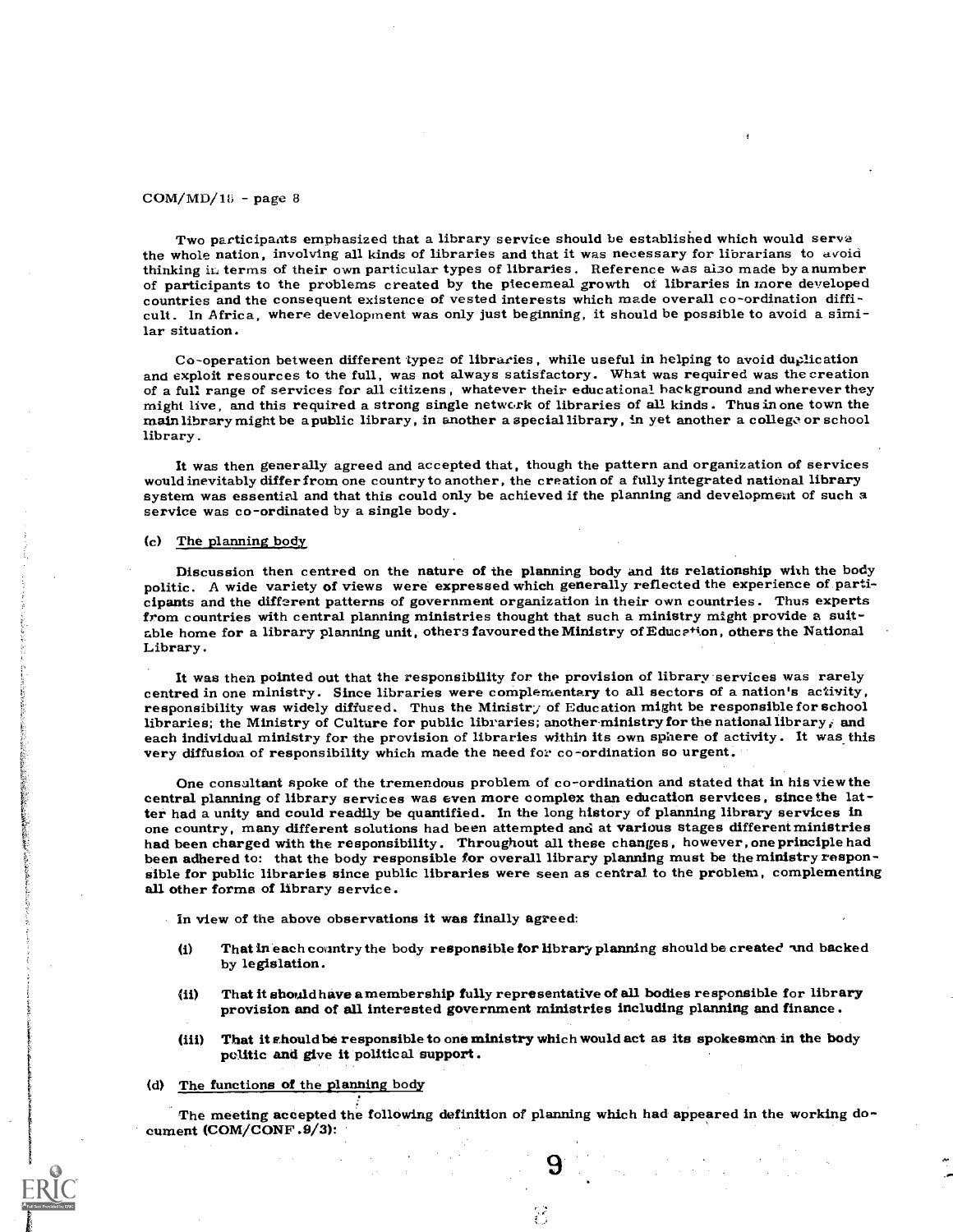Two participants emphasized that a library service should be established which would serve the whole nation, involving all kinds of libraries and that it was necessary for librarians to avoid thinking in terms of their own particular types of libraries. Reference was also made by a number of participants to the problems created by the piecemeal growth of libraries in more developed countries and the consequent existence of vested interests which made overall co-ordination difficult. In Africa, where development was only just beginning, it should be possible to avoid a similar situation.

Co-operation between different types of libraries, while useful in helping to avoid duplication and exploit resources to the full, was not always satisfactory. What was required was the creation of a full range of services for all citizens, whatever their educational background and wherever they might live, and this required a strong single network of libraries of all kinds. Thus in one town the main library might be a public library, in another a special library, in yet another a college or school library.

It was then generally agreed and accepted that, though the pattern and organization of services would inevitably differ from one country to another, the creation of a fully integrated national library system was essential and that this could only be achieved if the planning and development of such a service was co-ordinated by a single body.

(c) The planning body

Discussion then centred on the nature of the planning body and its relationship with the body politic. A wide variety of views were expressed which generally reflected the experience of participants and the different patterns of government organization in their own countries. Thus experts from countries with central planning ministries thought that such a ministry might provide a suitable home for a library planning unit, others favoured the Ministry of Education, others the National Library.

It was then pointed out that the responsibility for the provision of library services was rarely centred in one ministry. Since libraries were complementary to all sectors of a nation's activity, responsibility was widely diffused. Thus the Ministry of Education might be responsible for school libraries; the Ministry of Culture for public libraries; another ministry for the national library, and each individual ministry for the provision of libraries within its own sphere of activity. It was this very diffusion of responsibility which made the need for co-ordination so urgent.

One consultant spoke of the tremendous problem of co-ordination and stated that in his view the central planning of library services was even more complex than education services, since the latter had a unity and could readily be quantified. In the long history of planning library services in one country, many different solutions had been attempted and at various stages different ministries had been charged with the responsibility. Throughout all these changes, however, one principle had been adhered to: that the body responsible for overall library planning must be the ministry responsible for public libraries since public libraries were seen as central to the problem, complementing all other forms of library service.

In view of the above observations it was finally agreed:

(i) That in each country the body responsible for library planning should be created and backed by legislation.

(ii) That it should have a membership fully representative of all bodies responsible for library provision and of all interested government ministries including planning and finance.

(iii) That it should be responsible to one ministry which would act as its spokesman in the body politic and give it political support.

(d) The functions of the planning body

The meeting accepted the following definition of planning which had appeared in the working document (COM/CONF.9/3):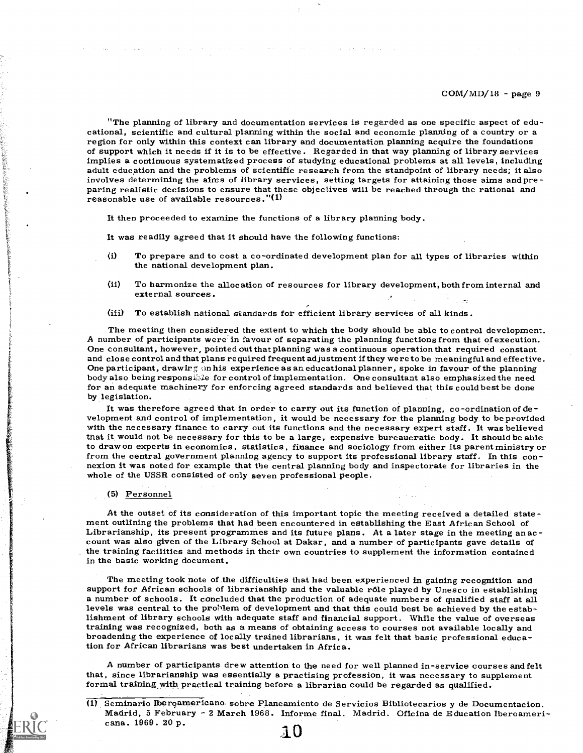"The planning of library and documentation services is regarded as one specific aspect of educational, scientific and cultural planning within the social and economic planning of a country or a region for only within this context can library and documentation planning acquire the foundations of support which it needs if it is to be effective. Regarded in that way planning of library services implies a continuous systematized process of studying educational problems at all levels, including adult education and the problems of scientific research from the standpoint of library needs; it also involves determining the aims of library services, setting targets for attaining those aims and preparing realistic decisions to ensure that these objectives will be reached through the rational and reasonable use of available resources."(1)

It then proceeded to examine the functions of a library planning body.

It was readily agreed that it should have the following functions:

(i) To prepare and to cost a co-ordinated development plan for all types of libraries within the national development plan.

(ii) To harmonize the allocation of resources for library development, both from internal and external sources.

(iii) To establish national standards for efficient library services of all kinds.

The meeting then considered the extent to which the body should be able to control development. A number of participants were in favour of separating the planning functions from that of execution. One consultant, however, pointed out that planning was a continuous operation that required constant and close control and that plans required frequent adjustment if they were to be meaningful and effective. One participant, drawing on his experience as an educational planner, spoke in favour of the planning body also being responsible for control of implementation. One consultant also emphasized the need for an adequate machinery for enforcing agreed standards and believed that this could best be done by legislation.

It was therefore agreed that in order to carry out its function of planning, co-ordination of development and control of implementation, it would be necessary for the planning body to be provided with the necessary finance to carry out its functions and the necessary expert staff. It was believed that it would not be necessary for this to be a large, expensive bureaucratic body. It should be able to draw on experts in economics, statistics, finance and sociology from either its parent ministry or from the central government planning agency to support its professional library staff. In this connexion it was noted for example that the central planning body and inspectorate for libraries in the whole of the USSR consisted of only seven professional people.

### (5) Personnel

At the outset of its consideration of this important topic the meeting received a detailed statement outlining the problems that had been encountered in establishing the East African School of Librarianship, its present programmes and its future plans. At a later stage in the meeting an account was also given of the Library School at Dakar, and a number of participants gave details of the training facilities and methods in their own countries to supplement the information contained in the basic working document.

The meeting took note of the difficulties that had been experienced in gaining recognition and support for African schools of librarianship and the valuable rôle played by Unesco in establishing a number of schools. It concluded that the production of adequate numbers of qualified staff at all levels was central to the problem of development and that this could best be achieved by the establishment of library schools with adequate staff and financial support. While the value of overseas training was recognized, both as a means of obtaining access to courses not available locally and broadening the experience of locally trained librarians, it was felt that basic professional education for African librarians was best undertaken in Africa.

A number of participants drew attention to the need for well planned in-service courses and felt that, since librarianship was essentially a practising profession, it was necessary to supplement formal training with practical training before a librarian could be regarded as qualified.

(1) Seminario Iberoamericano sobre Planeamiento de Servicios Bibliotecarios y de Documentacion. Madrid, 5 February - 2 March 1968. Informe final. Madrid. Oficina de Education Iberoamericana. 1969. 20 p.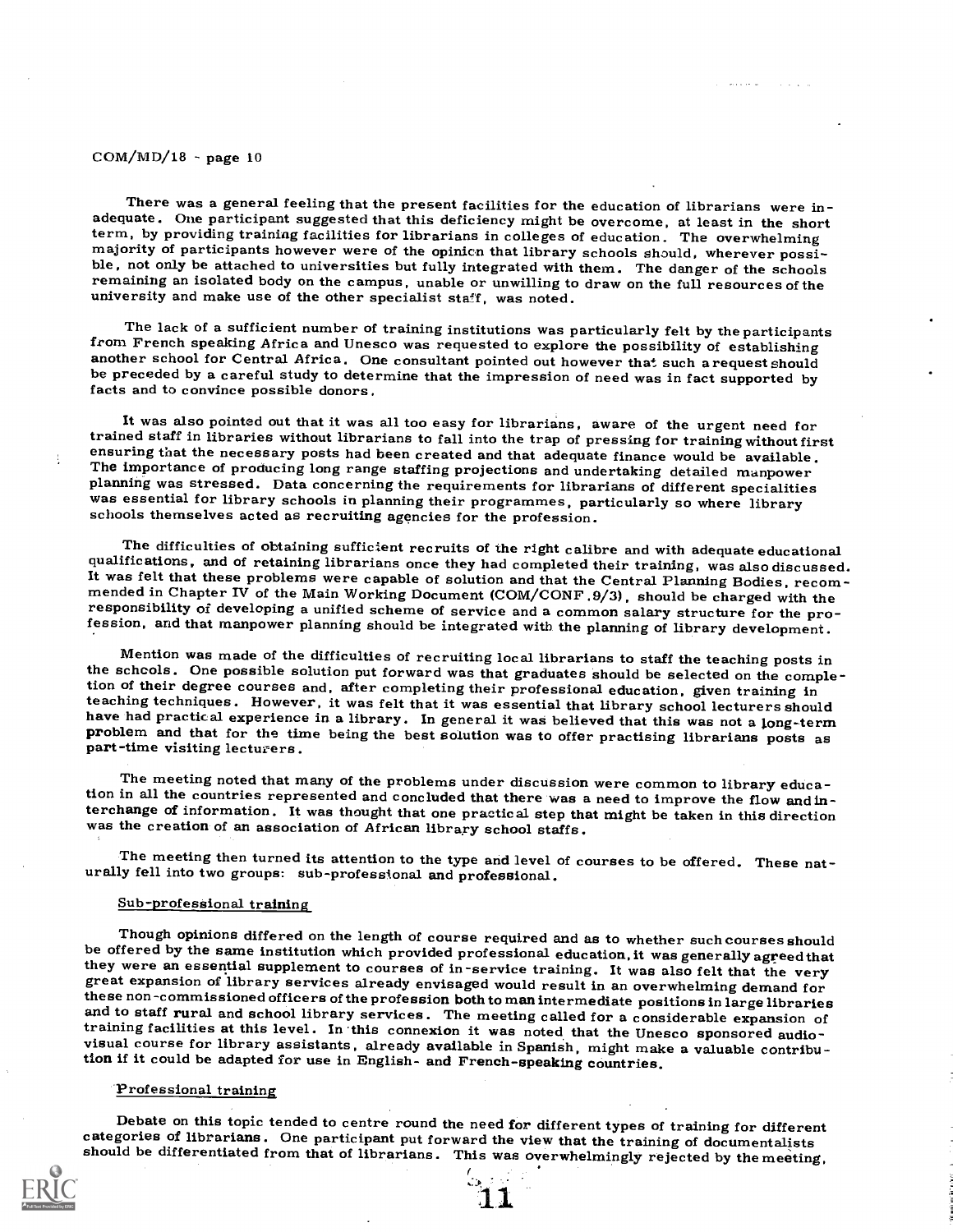There was a general feeling that the present facilities for the education of librarians were inadequate. One participant suggested that this deficiency might be overcome, at least in the short term, by providing training facilities for librarians in colleges of education. The overwhelming majority of participants however were of the opinion that library schools should, wherever possible, not only be attached to universities but fully integrated with them. The danger of the schools remaining an isolated body on the campus, unable or unwilling to draw on the full resources of the university and make use of the other specialist staff, was noted.

The lack of a sufficient number of training institutions was particularly felt by the participants from French speaking Africa and Unesco was requested to explore the possibility of establishing another school for Central Africa. One consultant pointed out however that such a request should be preceded by a careful study to determine that the impression of need was in fact supported by facts and to convince possible donors.

It was also pointed out that it was all too easy for librarians, aware of the urgent need for trained staff in libraries without librarians to fall into the trap of pressing for training without first ensuring that the necessary posts had been created and that adequate finance would be available. The importance of producing long range staffing projections and undertaking detailed manpower planning was stressed. Data concerning the requirements for librarians of different specialities was essential for library schools in planning their programmes, particularly so where library schools themselves acted as recruiting agencies for the profession.

The difficulties of obtaining sufficient recruits of the right calibre and with adequate educational qualifications, and of retaining librarians once they had completed their training, was also discussed. It was felt that these problems were capable of solution and that the Central Planning Bodies, recommended in Chapter IV of the Main Working Document (COM/CONF.9/3), should be charged with the responsibility of developing a unified scheme of service and a common salary structure for the profession, and that manpower planning should be integrated with the planning of library development.

Mention was made of the difficulties of recruiting local librarians to staff the teaching posts in the schools. One possible solution put forward was that graduates should be selected on the completion of their degree courses and, after completing their professional education, given training in teaching techniques. However, it was felt that it was essential that library school lecturers should have had practical experience in a library. In general it was believed that this was not a long-term problem and that for the time being the best solution was to offer practising librarians posts as part-time visiting lecturers.

The meeting noted that many of the problems under discussion were common to library education in all the countries represented and concluded that there was a need to improve the flow and interchange of information. It was thought that one practical step that might be taken in this direction was the creation of an association of African library school staffs.

The meeting then turned its attention to the type and level of courses to be offered. These naturally fell into two groups: sub-professional and professional.

### Sub-professional training

Though opinions differed on the length of course required and as to whether such courses should be offered by the same institution which provided professional education, it was generally agreed that they were an essential supplement to courses of in-service training. It was also felt that the very great expansion of library services already envisaged would result in an overwhelming demand for these non-commissioned officers of the profession both to man intermediate positions in large libraries and to staff rural and school library services. The meeting called for a considerable expansion of training facilities at this level. In this connexion it was noted that the Unesco sponsored audio-visual course for library assistants, already available in Spanish, might make a valuable contribution if it could be adapted for use in English- and French-speaking countries.

### Professional training

Debate on this topic tended to centre round the need for different types of training for different categories of librarians. One participant put forward the view that the training of documentalists should be differentiated from that of librarians. This was overwhelmingly rejected by the meeting,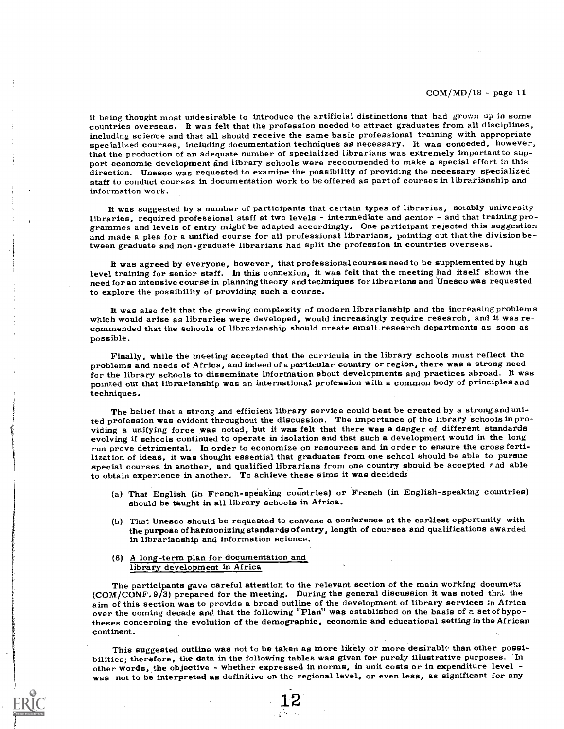it being thought most undesirable to introduce the artificial distinctions that had grown up in some countries overseas. It was felt that the profession needed to attract graduates from all disciplines, including science and that all should receive the same basic professional training with appropriate specialized courses, including documentation techniques as necessary. It was conceded, however, that the production of an adequate number of specialized librarians was extremely important to support economic development and library schools were recommended to make a special effort in this direction. Unesco was requested to examine the possibility of providing the necessary specialized staff to conduct courses in documentation work to be offered as part of courses in librarianship and information work.

It was suggested by a number of participants that certain types of libraries, notably university libraries, required professional staff at two levels - intermediate and senior - and that training programmes and levels of entry might be adapted accordingly. One participant rejected this suggestion and made a plea for a unified course for all professional librarians, pointing out that the division between graduate and non-graduate librarians had split the profession in countries overseas.

It was agreed by everyone, however, that professional courses need to be supplemented by high level training for senior staff. In this connexion, it was felt that the meeting had itself shown the need for an intensive course in planning theory and techniques for librarians and Unesco was requested to explore the possibility of providing such a course.

It was also felt that the growing complexity of modern librarianship and the increasing problems which would arise as libraries were developed, would increasingly require research, and it was recommended that the schools of librarianship should create small research departments as soon as possible.

Finally, while the meeting accepted that the curricula in the library schools must reflect the problems and needs of Africa, and indeed of a particular country or region, there was a strong need for the library schools to disseminate information about developments and practices abroad. It was pointed out that librarianship was an international profession with a common body of principles and techniques.

The belief that a strong and efficient library service could best be created by a strong and united profession was evident throughout the discussion. The importance of the library schools in providing a unifying force was noted, but it was felt that there was a danger of different standards evolving if schools continued to operate in isolation and that such a development would in the long run prove detrimental. In order to economize on resources and in order to ensure the cross fertilization of ideas, it was thought essential that graduates from one school should be able to pursue special courses in another, and qualified librarians from one country should be accepted and able to obtain experience in another. To achieve these aims it was decided:

(a) That English (in French-speaking countries) or French (in English-speaking countries) should be taught in all library schools in Africa.

(b) That Unesco should be requested to convene a conference at the earliest opportunity with the purpose of harmonizing standards of entry, length of courses and qualifications awarded in librarianship and information science.

### (6) A long-term plan for documentation and library development in Africa

The participants gave careful attention to the relevant section of the main working document (COM/CONF. 9/3) prepared for the meeting. During the general discussion it was noted that the aim of this section was to provide a broad outline of the development of library services in Africa over the coming decade and that the following "Plan" was established on the basis of a set of hypotheses concerning the evolution of the demographic, economic and educational setting in the African continent.

This suggested outline was not to be taken as more likely or more desirable than other possibilities; therefore, the data in the following tables was given for purely illustrative purposes. In other words, the objective - whether expressed in norms, in unit costs or in expenditure level - was not to be interpreted as definitive on the regional level, or even less, as significant for any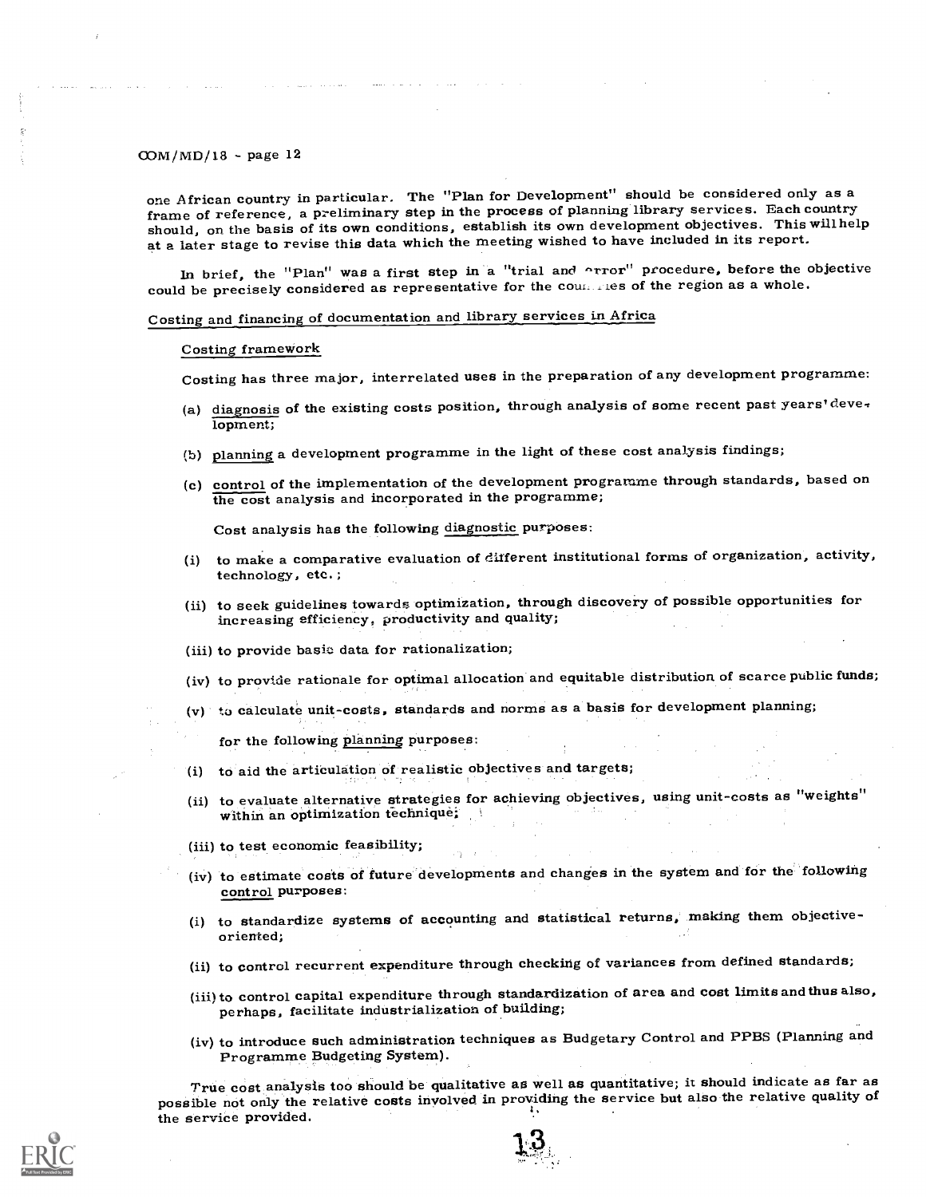one African country in particular. The "Plan for Development" should be considered only as a frame of reference, a preliminary step in the process of planning library services. Each country should, on the basis of its own conditions, establish its own development objectives. This will help at a later stage to revise this data which the meeting wished to have included in its report.

In brief, the "Plan" was a first step in a "trial and error" procedure, before the objective could be precisely considered as representative for the countries of the region as a whole.

## Costing and financing of documentation and library services in Africa

### Costing framework

Costing has three major, interrelated uses in the preparation of any development programme:

(a) diagnosis of the existing costs position, through analysis of some recent past years' development;

(b) planning a development programme in the light of these cost analysis findings;

(c) control of the implementation of the development programme through standards, based on the cost analysis and incorporated in the programme;

Cost analysis has the following diagnostic purposes:

(i) to make a comparative evaluation of different institutional forms of organization, activity, technology, etc.;

(ii) to seek guidelines towards optimization, through discovery of possible opportunities for increasing efficiency, productivity and quality;

(iii) to provide basic data for rationalization;

(iv) to provide rationale for optimal allocation and equitable distribution of scarce public funds;

(v) to calculate unit-costs, standards and norms as a basis for development planning;

for the following planning purposes:

(i) to aid the articulation of realistic objectives and targets;

(ii) to evaluate alternative strategies for achieving objectives, using unit-costs as "weights" within an optimization technique;

(iii) to test economic feasibility;

(iv) to estimate costs of future developments and changes in the system and for the following control purposes:

(i) to standardize systems of accounting and statistical returns, making them objective-oriented;

(ii) to control recurrent expenditure through checking of variances from defined standards;

(iii) to control capital expenditure through standardization of area and cost limits and thus also, perhaps, facilitate industrialization of building;

(iv) to introduce such administration techniques as Budgetary Control and PPBS (Planning and Programme Budgeting System).

True cost analysis too should be qualitative as well as quantitative; it should indicate as far as possible not only the relative costs involved in providing the service but also the relative quality of the service provided.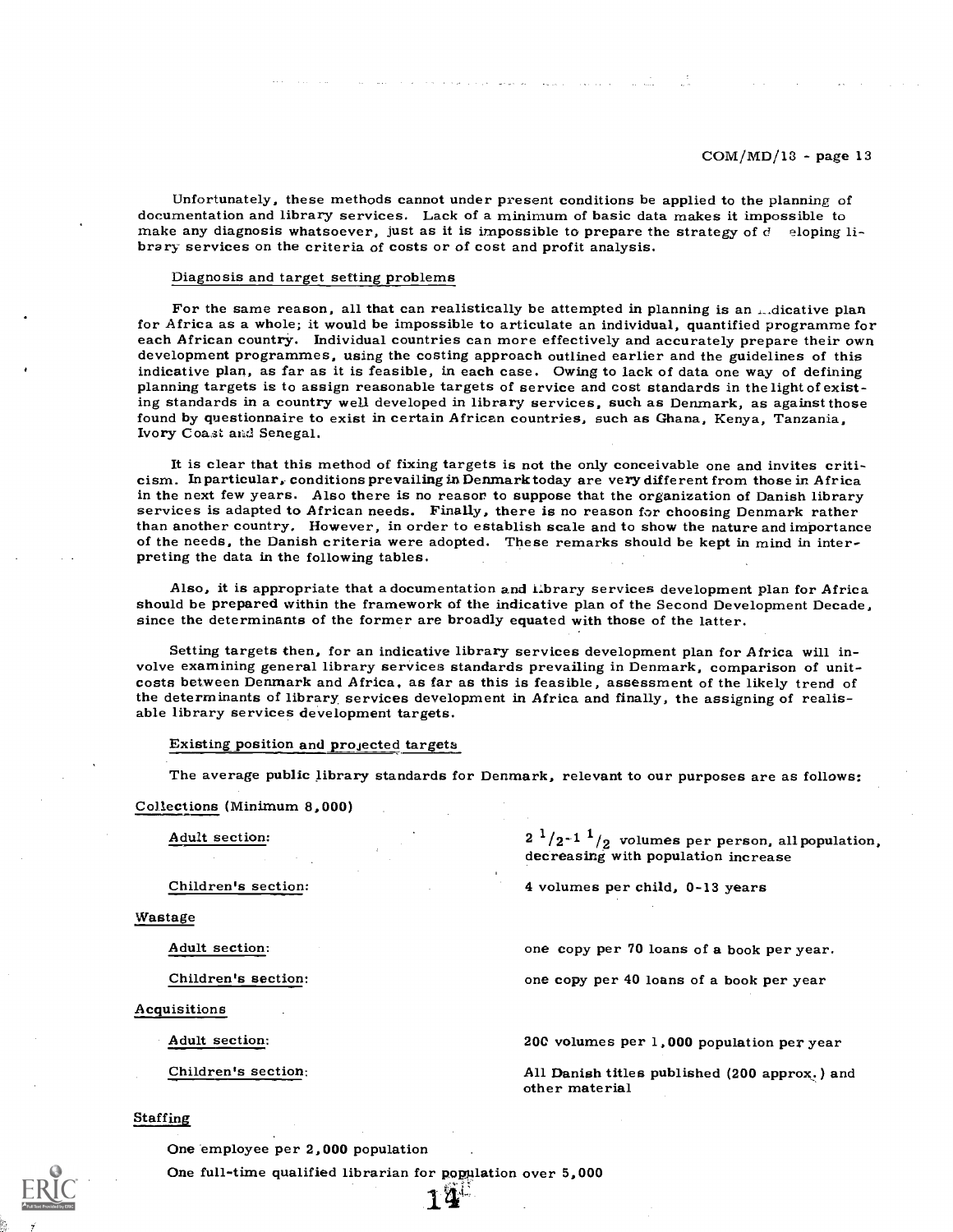Unfortunately, these methods cannot under present conditions be applied to the planning of documentation and library services. Lack of a minimum of basic data makes it impossible to make any diagnosis whatsoever, just as it is impossible to prepare the strategy of developing library services on the criteria of costs or of cost and profit analysis.

Diagnosis and target setting problems

For the same reason, all that can realistically be attempted in planning is an indicative plan for Africa as a whole; it would be impossible to articulate an individual, quantified programme for each African country. Individual countries can more effectively and accurately prepare their own development programmes, using the costing approach outlined earlier and the guidelines of this indicative plan, as far as it is feasible, in each case. Owing to lack of data one way of defining planning targets is to assign reasonable targets of service and cost standards in the light of existing standards in a country well developed in library services, such as Denmark, as against those found by questionnaire to exist in certain African countries, such as Ghana, Kenya, Tanzania, Ivory Coast and Senegal.

It is clear that this method of fixing targets is not the only conceivable one and invites criticism. In particular, conditions prevailing in Denmark today are very different from those in Africa in the next few years. Also there is no reason to suppose that the organization of Danish library services is adapted to African needs. Finally, there is no reason for choosing Denmark rather than another country. However, in order to establish scale and to show the nature and importance of the needs, the Danish criteria were adopted. These remarks should be kept in mind in interpreting the data in the following tables.

Also, it is appropriate that a documentation and library services development plan for Africa should be prepared within the framework of the indicative plan of the Second Development Decade, since the determinants of the former are broadly equated with those of the latter.

Setting targets then, for an indicative library services development plan for Africa will involve examining general library services standards prevailing in Denmark, comparison of unit-costs between Denmark and Africa, as far as this is feasible, assessment of the likely trend of the determinants of library services development in Africa and finally, the assigning of realisable library services development targets.

Existing position and projected targets

The average public library standards for Denmark, relevant to our purposes are as follows:

Collections (Minimum 8,000)

| | |
|---|---|
| Adult section: | $2\,^1/_2$-$1\,^1/_2$ volumes per person, all population, decreasing with population increase |
| Children's section: | 4 volumes per child, 0-13 years |

Wastage

| | |
|---|---|
| Adult section: | one copy per 70 loans of a book per year. |
| Children's section: | one copy per 40 loans of a book per year |

Acquisitions

| | |
|---|---|
| Adult section: | 200 volumes per 1,000 population per year |
| Children's section: | All Danish titles published (200 approx.) and other material |

Staffing

One employee per 2,000 population

One full-time qualified librarian for population over 5,000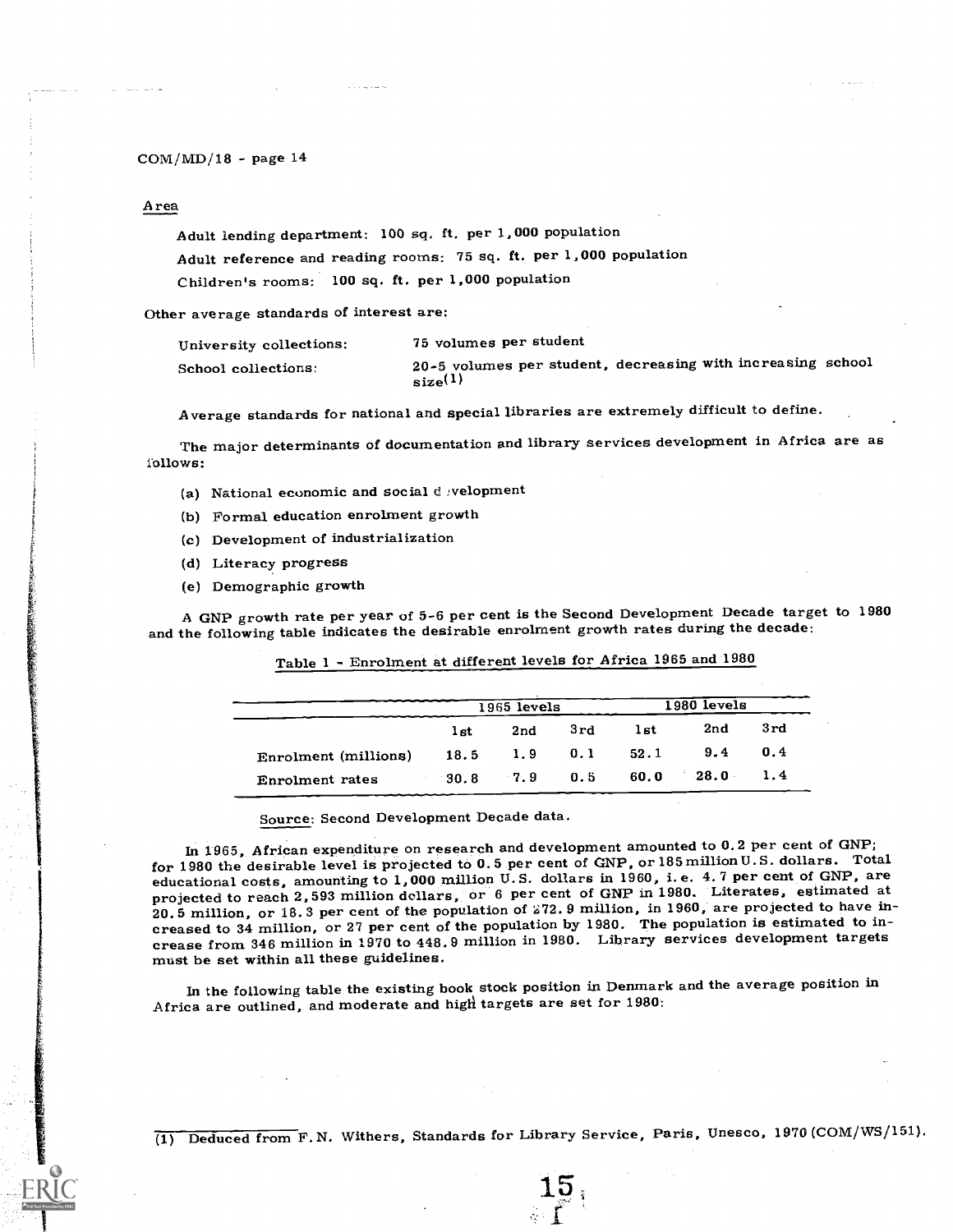Area

Adult lending department: 100 sq. ft. per 1,000 population

Adult reference and reading rooms: 75 sq. ft. per 1,000 population

Children's rooms: 100 sq. ft. per 1,000 population

Other average standards of interest are:

| | |
|---|---|
| University collections: | 75 volumes per student |
| School collections: | 20-5 volumes per student, decreasing with increasing school size[1] |

Average standards for national and special libraries are extremely difficult to define.

The major determinants of documentation and library services development in Africa are as follows:

(a) National economic and social development

(b) Formal education enrolment growth

(c) Development of industrialization

(d) Literacy progress

(e) Demographic growth

A GNP growth rate per year of 5-6 per cent is the Second Development Decade target to 1980 and the following table indicates the desirable enrolment growth rates during the decade:

Table 1 - Enrolment at different levels for Africa 1965 and 1980

| | 1965 levels | | | 1980 levels | | |
|---|---|---|---|---|---|---|
| | 1st | 2nd | 3rd | 1st | 2nd | 3rd |
| Enrolment (millions) | 18.5 | 1.9 | 0.1 | 52.1 | 9.4 | 0.4 |
| Enrolment rates | 30.8 | 7.9 | 0.5 | 60.0 | 28.0 | 1.4 |

Source: Second Development Decade data.

In 1965, African expenditure on research and development amounted to 0.2 per cent of GNP; for 1980 the desirable level is projected to 0.5 per cent of GNP, or 185 million U.S. dollars. Total educational costs, amounting to 1,000 million U.S. dollars in 1960, i.e. 4.7 per cent of GNP, are projected to reach 2,593 million dollars, or 6 per cent of GNP in 1980. Literates, estimated at 20.5 million, or 18.3 per cent of the population of 272.9 million, in 1960, are projected to have increased to 34 million, or 27 per cent of the population by 1980. The population is estimated to increase from 346 million in 1970 to 448.9 million in 1980. Library services development targets must be set within all these guidelines.

In the following table the existing book stock position in Denmark and the average position in Africa are outlined, and moderate and high targets are set for 1980:

(1) Deduced from F.N. Withers, Standards for Library Service, Paris, Unesco, 1970 (COM/WS/151).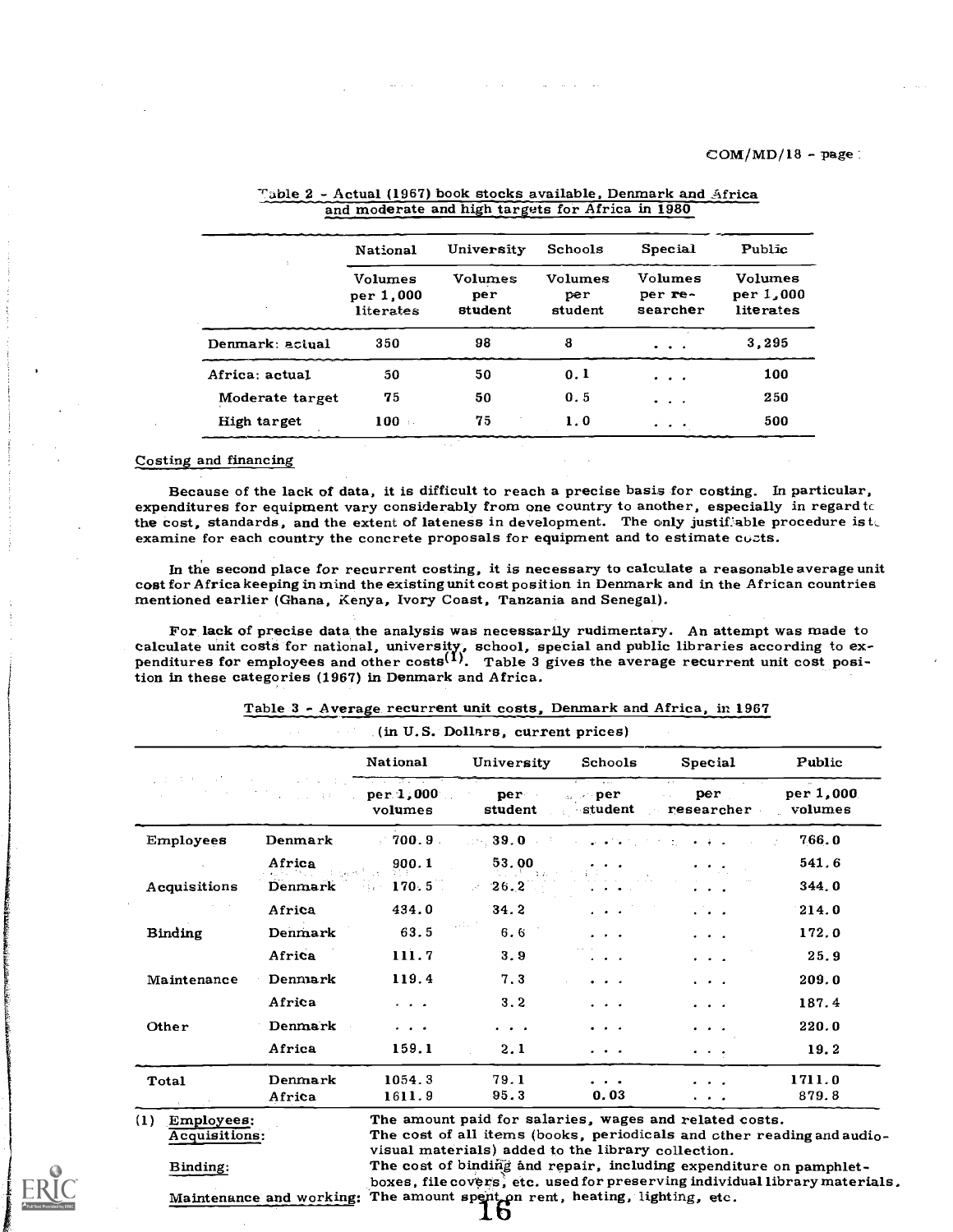Table 2 - Actual (1967) book stocks available, Denmark and Africa and moderate and high targets for Africa in 1980

| | National | University | Schools | Special | Public |
|---|---|---|---|---|---|
| | Volumes per 1,000 literates | Volumes per student | Volumes per student | Volumes per researcher | Volumes per 1,000 literates |
| Denmark: actual | 350 | 98 | 8 | . . . | 3,295 |
| Africa: actual | 50 | 50 | 0.1 | . . . | 100 |
| Moderate target | 75 | 50 | 0.5 | . . . | 250 |
| High target | 100 | 75 | 1.0 | . . . | 500 |

## Costing and financing

Because of the lack of data, it is difficult to reach a precise basis for costing. In particular, expenditures for equipment vary considerably from one country to another, especially in regard to the cost, standards, and the extent of lateness in development. The only justifiable procedure is to examine for each country the concrete proposals for equipment and to estimate costs.

In the second place for recurrent costing, it is necessary to calculate a reasonable average unit cost for Africa keeping in mind the existing unit cost position in Denmark and in the African countries mentioned earlier (Ghana, Kenya, Ivory Coast, Tanzania and Senegal).

For lack of precise data the analysis was necessarily rudimentary. An attempt was made to calculate unit costs for national, university, school, special and public libraries according to expenditures for employees and other costs[(1)]. Table 3 gives the average recurrent unit cost position in these categories (1967) in Denmark and Africa.

Table 3 - Average recurrent unit costs, Denmark and Africa, in 1967

(in U.S. Dollars, current prices)

| | | National | University | Schools | Special | Public |
|---|---|---|---|---|---|---|
| | | per 1,000 volumes | per student | per student | per researcher | per 1,000 volumes |
| Employees | Denmark | 700.9 | 39.0 | . . . | . . . | 766.0 |
| | Africa | 900.1 | 53.00 | . . . | . . . | 541.6 |
| Acquisitions | Denmark | 170.5 | 26.2 | . . . | . . . | 344.0 |
| | Africa | 434.0 | 34.2 | . . . | . . . | 214.0 |
| Binding | Denmark | 63.5 | 6.6 | . . . | . . . | 172.0 |
| | Africa | 111.7 | 3.9 | . . . | . . . | 25.9 |
| Maintenance | Denmark | 119.4 | 7.3 | . . . | . . . | 209.0 |
| | Africa | . . . | 3.2 | . . . | . . . | 187.4 |
| Other | Denmark | . . . | . . . | . . . | . . . | 220.0 |
| | Africa | 159.1 | 2.1 | . . . | . . . | 19.2 |
| Total | Denmark | 1054.3 | 79.1 | . . . | . . . | 1711.0 |
| | Africa | 1611.9 | 95.3 | 0.03 | . . . | 879.8 |

(1) Employees: The amount paid for salaries, wages and related costs.
Acquisitions: The cost of all items (books, periodicals and other reading and audio-visual materials) added to the library collection.
Binding: The cost of binding and repair, including expenditure on pamphlet-boxes, file covers, etc. used for preserving individual library materials.
Maintenance and working: The amount spent on rent, heating, lighting, etc.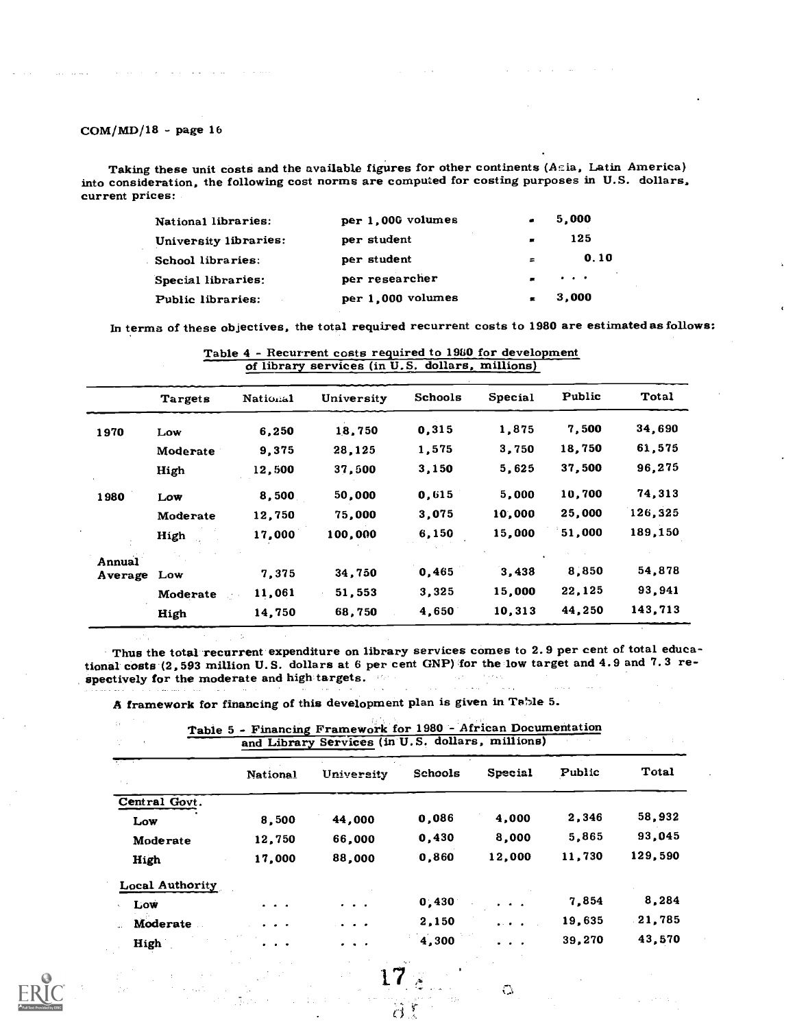Taking these unit costs and the available figures for other continents (Asia, Latin America) into consideration, the following cost norms are computed for costing purposes in U.S. dollars, current prices:

| | | | |
|---|---|---|---|
| National libraries: | per 1,000 volumes | = | 5,000 |
| University libraries: | per student | = | 125 |
| School libraries: | per student | = | 0.10 |
| Special libraries: | per researcher | = | . . . |
| Public libraries: | per 1,000 volumes | = | 3,000 |

In terms of these objectives, the total required recurrent costs to 1980 are estimated as follows:

Table 4 - Recurrent costs required to 1980 for development of library services (in U.S. dollars, millions)

| | Targets | National | University | Schools | Special | Public | Total |
|---|---|---|---|---|---|---|---|
| 1970 | Low | 6,250 | 18,750 | 0,315 | 1,875 | 7,500 | 34,690 |
| | Moderate | 9,375 | 28,125 | 1,575 | 3,750 | 18,750 | 61,575 |
| | High | 12,500 | 37,500 | 3,150 | 5,625 | 37,500 | 96,275 |
| 1980 | Low | 8,500 | 50,000 | 0,615 | 5,000 | 10,700 | 74,313 |
| | Moderate | 12,750 | 75,000 | 3,075 | 10,000 | 25,000 | 126,325 |
| | High | 17,000 | 100,000 | 6,150 | 15,000 | 51,000 | 189,150 |
| Annual Average | Low | 7,375 | 34,750 | 0,465 | 3,438 | 8,850 | 54,878 |
| | Moderate | 11,061 | 51,553 | 3,325 | 15,000 | 22,125 | 93,941 |
| | High | 14,750 | 68,750 | 4,650 | 10,313 | 44,250 | 143,713 |

Thus the total recurrent expenditure on library services comes to 2.9 per cent of total educational costs (2,593 million U.S. dollars at 6 per cent GNP) for the low target and 4.9 and 7.3 respectively for the moderate and high targets.

A framework for financing of this development plan is given in Table 5.

Table 5 - Financing Framework for 1980 - African Documentation and Library Services (in U.S. dollars, millions)

| | National | University | Schools | Special | Public | Total |
|---|---|---|---|---|---|---|
| Central Govt. | | | | | | |
| Low | 8,500 | 44,000 | 0,086 | 4,000 | 2,346 | 58,932 |
| Moderate | 12,750 | 66,000 | 0,430 | 8,000 | 5,865 | 93,045 |
| High | 17,000 | 88,000 | 0,860 | 12,000 | 11,730 | 129,590 |
| Local Authority | | | | | | |
| Low | . . . | . . . | 0,430 | . . . | 7,854 | 8,284 |
| Moderate | . . . | . . . | 2,150 | . . . | 19,635 | 21,785 |
| High | . . . | . . . | 4,300 | . . . | 39,270 | 43,570 |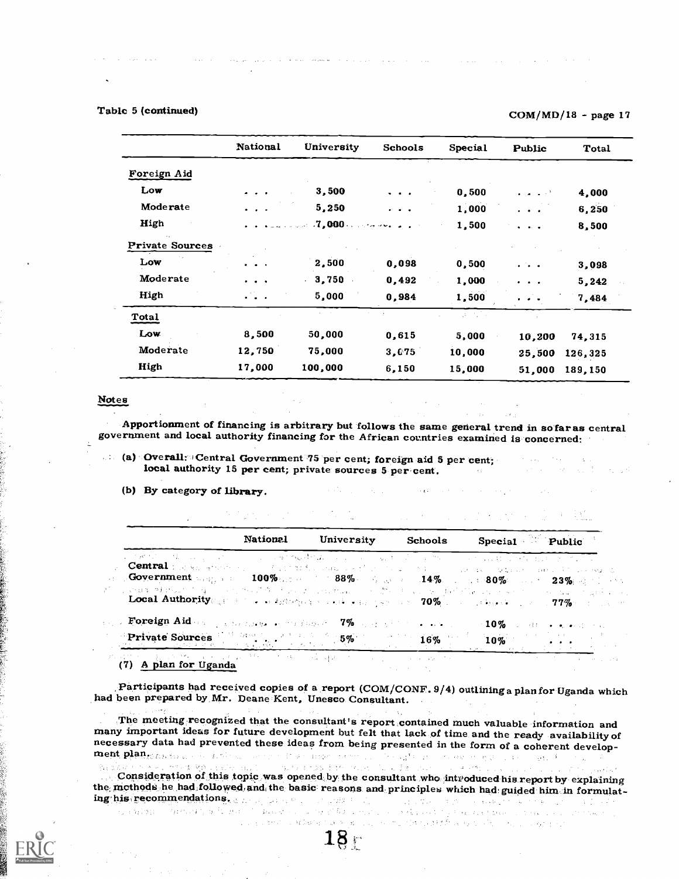Table 5 (continued)

| | National | University | Schools | Special | Public | Total |
|---|---|---|---|---|---|---|
| Foreign Aid | | | | | | |
| Low | . . . | 3,500 | . . . | 0,500 | . . . | 4,000 |
| Moderate | . . . | 5,250 | . . . | 1,000 | . . . | 6,250 |
| High | . . . | 7,000 | . . . | 1,500 | . . . | 8,500 |
| Private Sources | | | | | | |
| Low | . . . | 2,500 | 0,098 | 0,500 | . . . | 3,098 |
| Moderate | . . . | 3,750 | 0,492 | 1,000 | . . . | 5,242 |
| High | . . . | 5,000 | 0,984 | 1,500 | . . . | 7,484 |
| Total | | | | | | |
| Low | 8,500 | 50,000 | 0,615 | 5,000 | 10,200 | 74,315 |
| Moderate | 12,750 | 75,000 | 3,075 | 10,000 | 25,500 | 126,325 |
| High | 17,000 | 100,000 | 6,150 | 15,000 | 51,000 | 189,150 |

Notes

Apportionment of financing is arbitrary but follows the same general trend in so far as central government and local authority financing for the African countries examined is concerned:

(a) **Overall:** Central Government 75 per cent; foreign aid 5 per cent; local authority 15 per cent; private sources 5 per cent.

(b) **By category of library.**

| | National | University | Schools | Special | Public |
|---|---|---|---|---|---|
| Central Government | 100% | 88% | 14% | 80% | 23% |
| Local Authority | . . . | . . . | 70% | . . . | 77% |
| Foreign Aid | . . . | 7% | . . . | 10% | . . . |
| Private Sources | . . . | 5% | 16% | 10% | . . . |

(7) A plan for Uganda

Participants had received copies of a report (COM/CONF. 9/4) outlining a plan for Uganda which had been prepared by Mr. Deane Kent, Unesco Consultant.

The meeting recognized that the consultant's report contained much valuable information and many important ideas for future development but felt that lack of time and the ready availability of necessary data had prevented these ideas from being presented in the form of a coherent development plan.

Consideration of this topic was opened by the consultant who introduced his report by explaining the methods he had followed and the basic reasons and principles which had guided him in formulating his recommendations.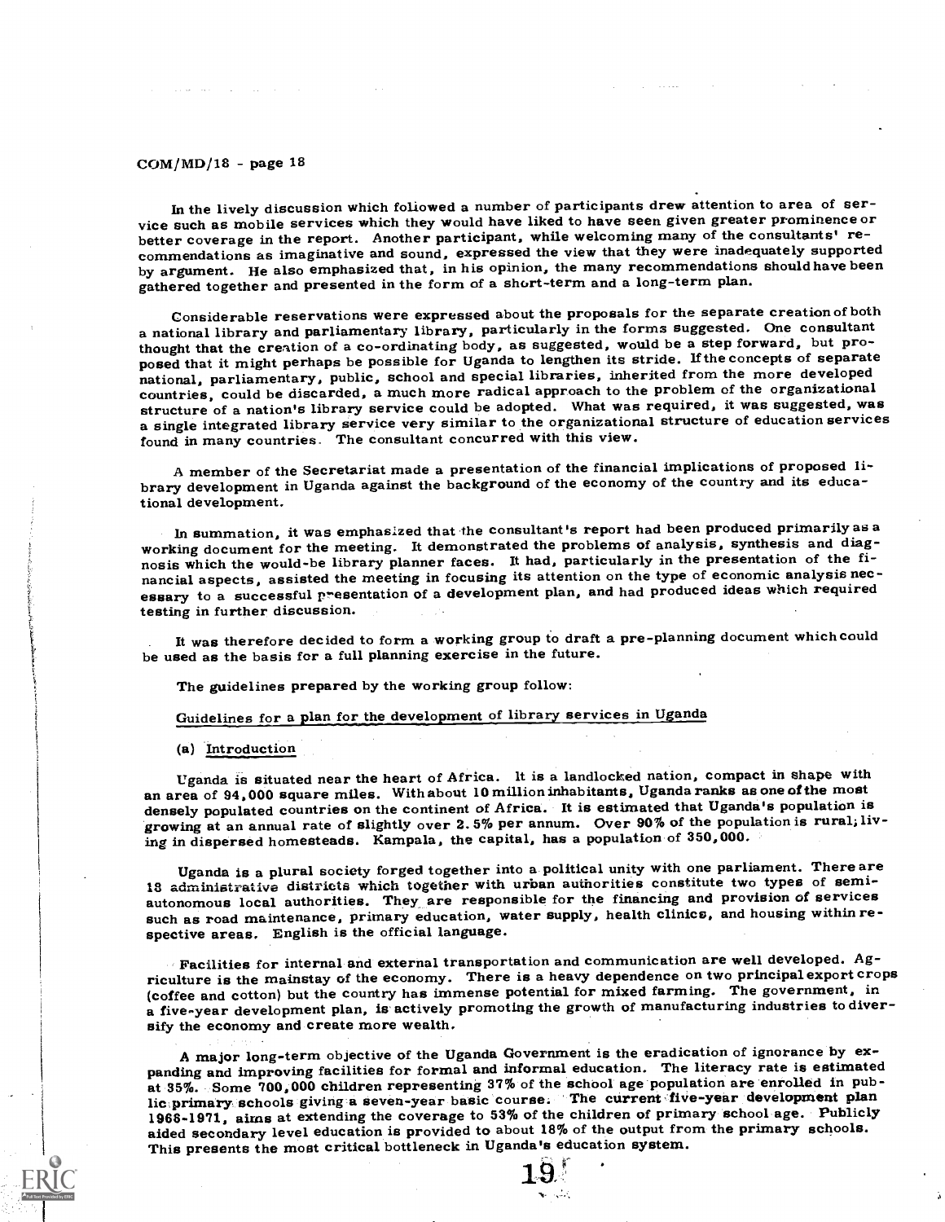In the lively discussion which followed a number of participants drew attention to area of service such as mobile services which they would have liked to have seen given greater prominence or better coverage in the report. Another participant, while welcoming many of the consultants' recommendations as imaginative and sound, expressed the view that they were inadequately supported by argument. He also emphasized that, in his opinion, the many recommendations should have been gathered together and presented in the form of a short-term and a long-term plan.

Considerable reservations were expressed about the proposals for the separate creation of both a national library and parliamentary library, particularly in the forms suggested. One consultant thought that the creation of a co-ordinating body, as suggested, would be a step forward, but proposed that it might perhaps be possible for Uganda to lengthen its stride. If the concepts of separate national, parliamentary, public, school and special libraries, inherited from the more developed countries, could be discarded, a much more radical approach to the problem of the organizational structure of a nation's library service could be adopted. What was required, it was suggested, was a single integrated library service very similar to the organizational structure of education services found in many countries. The consultant concurred with this view.

A member of the Secretariat made a presentation of the financial implications of proposed library development in Uganda against the background of the economy of the country and its educational development.

In summation, it was emphasized that the consultant's report had been produced primarily as a working document for the meeting. It demonstrated the problems of analysis, synthesis and diagnosis which the would-be library planner faces. It had, particularly in the presentation of the financial aspects, assisted the meeting in focusing its attention on the type of economic analysis necessary to a successful presentation of a development plan, and had produced ideas which required testing in further discussion.

It was therefore decided to form a working group to draft a pre-planning document which could be used as the basis for a full planning exercise in the future.

The guidelines prepared by the working group follow:

## Guidelines for a plan for the development of library services in Uganda

### (a) Introduction

Uganda is situated near the heart of Africa. It is a landlocked nation, compact in shape with an area of 94,000 square miles. With about 10 million inhabitants, Uganda ranks as one of the most densely populated countries on the continent of Africa. It is estimated that Uganda's population is growing at an annual rate of slightly over 2.5% per annum. Over 90% of the population is rural; living in dispersed homesteads. Kampala, the capital, has a population of 350,000.

Uganda is a plural society forged together into a political unity with one parliament. There are 18 administrative districts which together with urban authorities constitute two types of semi-autonomous local authorities. They are responsible for the financing and provision of services such as road maintenance, primary education, water supply, health clinics, and housing within respective areas. English is the official language.

Facilities for internal and external transportation and communication are well developed. Agriculture is the mainstay of the economy. There is a heavy dependence on two principal export crops (coffee and cotton) but the country has immense potential for mixed farming. The government, in a five-year development plan, is actively promoting the growth of manufacturing industries to diversify the economy and create more wealth.

A major long-term objective of the Uganda Government is the eradication of ignorance by expanding and improving facilities for formal and informal education. The literacy rate is estimated at 35%. Some 700,000 children representing 37% of the school age population are enrolled in public primary schools giving a seven-year basic course. The current five-year development plan 1966-1971, aims at extending the coverage to 53% of the children of primary school age. Publicly aided secondary level education is provided to about 18% of the output from the primary schools. This presents the most critical bottleneck in Uganda's education system.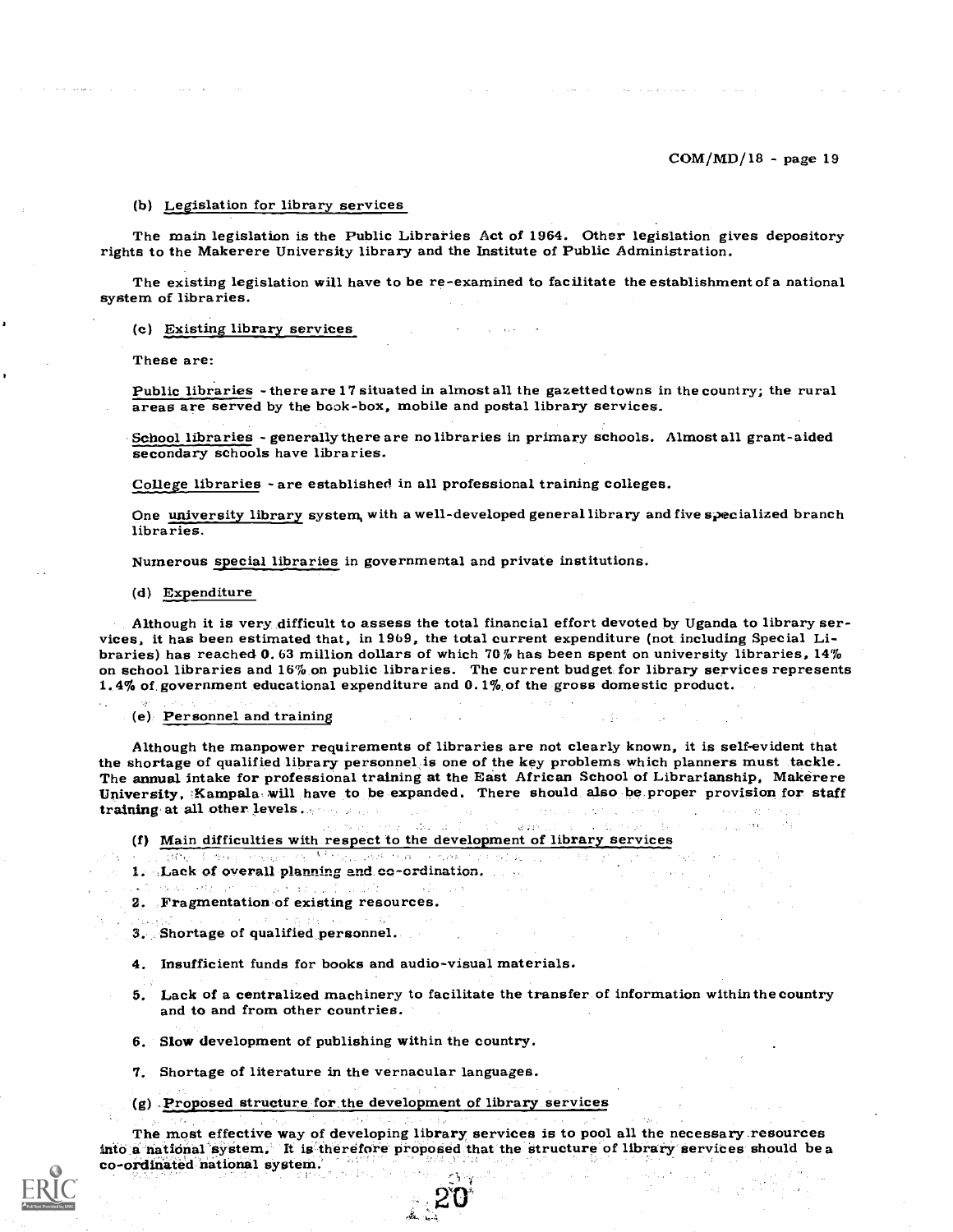(b) Legislation for library services

The main legislation is the Public Libraries Act of 1964. Other legislation gives depository rights to the Makerere University library and the Institute of Public Administration.

The existing legislation will have to be re-examined to facilitate the establishment of a national system of libraries.

(c) Existing library services

These are:

Public libraries - there are 17 situated in almost all the gazetted towns in the country; the rural areas are served by the book-box, mobile and postal library services.

School libraries - generally there are no libraries in primary schools. Almost all grant-aided secondary schools have libraries.

College libraries - are established in all professional training colleges.

One university library system, with a well-developed general library and five specialized branch libraries.

Numerous special libraries in governmental and private institutions.

(d) Expenditure

Although it is very difficult to assess the total financial effort devoted by Uganda to library services, it has been estimated that, in 1969, the total current expenditure (not including Special Libraries) has reached 0.63 million dollars of which 70% has been spent on university libraries, 14% on school libraries and 16% on public libraries. The current budget for library services represents 1.4% of government educational expenditure and 0.1% of the gross domestic product.

(e) Personnel and training

Although the manpower requirements of libraries are not clearly known, it is self-evident that the shortage of qualified library personnel is one of the key problems which planners must tackle. The annual intake for professional training at the East African School of Librarianship, Makerere University, Kampala will have to be expanded. There should also be proper provision for staff training at all other levels.

(f) Main difficulties with respect to the development of library services

1. Lack of overall planning and co-ordination.
2. Fragmentation of existing resources.
3. Shortage of qualified personnel.
4. Insufficient funds for books and audio-visual materials.
5. Lack of a centralized machinery to facilitate the transfer of information within the country and to and from other countries.
6. Slow development of publishing within the country.
7. Shortage of literature in the vernacular languages.

(g) Proposed structure for the development of library services

The most effective way of developing library services is to pool all the necessary resources into a national system. It is therefore proposed that the structure of library services should be a co-ordinated national system.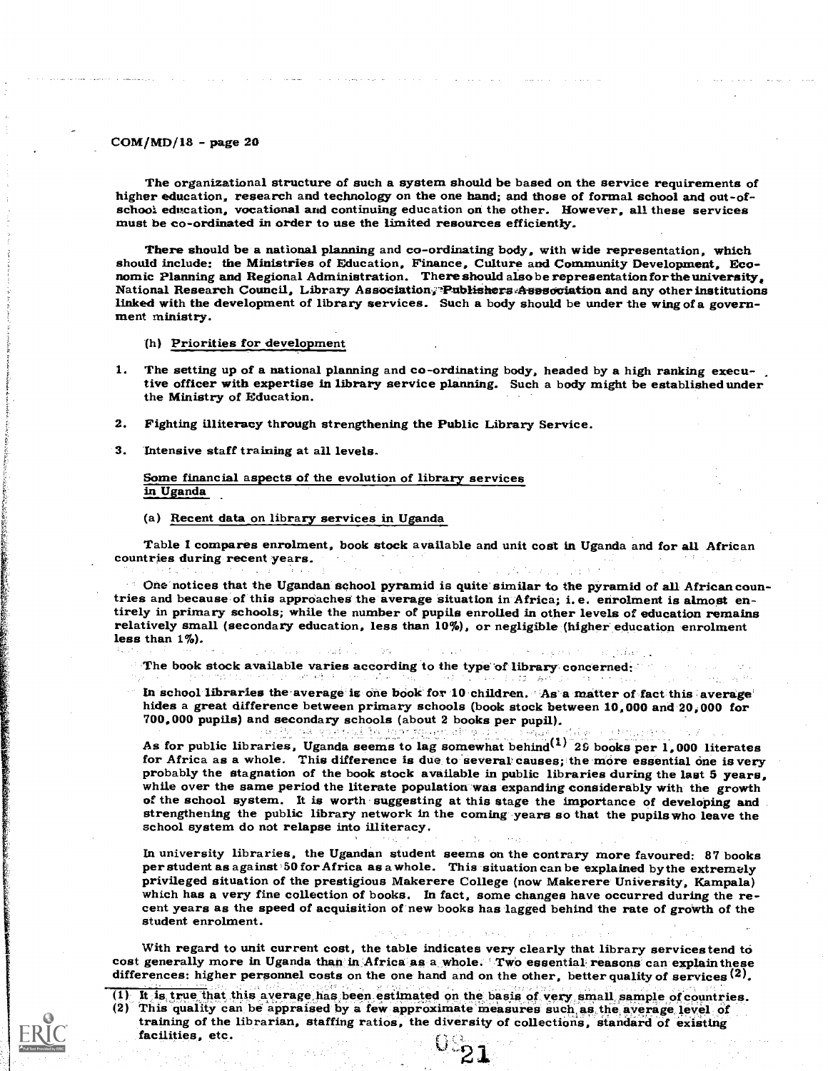The organizational structure of such a system should be based on the service requirements of higher education, research and technology on the one hand; and those of formal school and out-of-school education, vocational and continuing education on the other. However, all these services must be co-ordinated in order to use the limited resources efficiently.

There should be a national planning and co-ordinating body, with wide representation, which should include: the Ministries of Education, Finance, Culture and Community Development, Economic Planning and Regional Administration. There should also be representation for the university, National Research Council, Library Association, Publishers Association and any other institutions linked with the development of library services. Such a body should be under the wing of a government ministry.

(h) Priorities for development

1. The setting up of a national planning and co-ordinating body, headed by a high ranking executive officer with expertise in library service planning. Such a body might be established under the Ministry of Education.

2. Fighting illiteracy through strengthening the Public Library Service.

3. Intensive staff training at all levels.

## Some financial aspects of the evolution of library services in Uganda

(a) Recent data on library services in Uganda

Table I compares enrolment, book stock available and unit cost in Uganda and for all African countries during recent years.

One notices that the Ugandan school pyramid is quite similar to the pyramid of all African countries and because of this approaches the average situation in Africa; i.e. enrolment is almost entirely in primary schools; while the number of pupils enrolled in other levels of education remains relatively small (secondary education, less than 10%), or negligible (higher education enrolment less than 1%).

The book stock available varies according to the type of library concerned:

In school libraries the average is one book for 10 children. As a matter of fact this average hides a great difference between primary schools (book stock between 10,000 and 20,000 for 700,000 pupils) and secondary schools (about 2 books per pupil).

As for public libraries, Uganda seems to lag somewhat behind[1] 29 books per 1,000 literates for Africa as a whole. This difference is due to several causes; the more essential one is very probably the stagnation of the book stock available in public libraries during the last 5 years, while over the same period the literate population was expanding considerably with the growth of the school system. It is worth suggesting at this stage the importance of developing and strengthening the public library network in the coming years so that the pupils who leave the school system do not relapse into illiteracy.

In university libraries, the Ugandan student seems on the contrary more favoured: 87 books per student as against 50 for Africa as a whole. This situation can be explained by the extremely privileged situation of the prestigious Makerere College (now Makerere University, Kampala) which has a very fine collection of books. In fact, some changes have occurred during the recent years as the speed of acquisition of new books has lagged behind the rate of growth of the student enrolment.

With regard to unit current cost, the table indicates very clearly that library services tend to cost generally more in Uganda than in Africa as a whole. Two essential reasons can explain these differences: higher personnel costs on the one hand and on the other, better quality of services[2].

---

(1) It is true that this average has been estimated on the basis of very small sample of countries.

(2) This quality can be appraised by a few approximate measures such as the average level of training of the librarian, staffing ratios, the diversity of collections, standard of existing facilities, etc.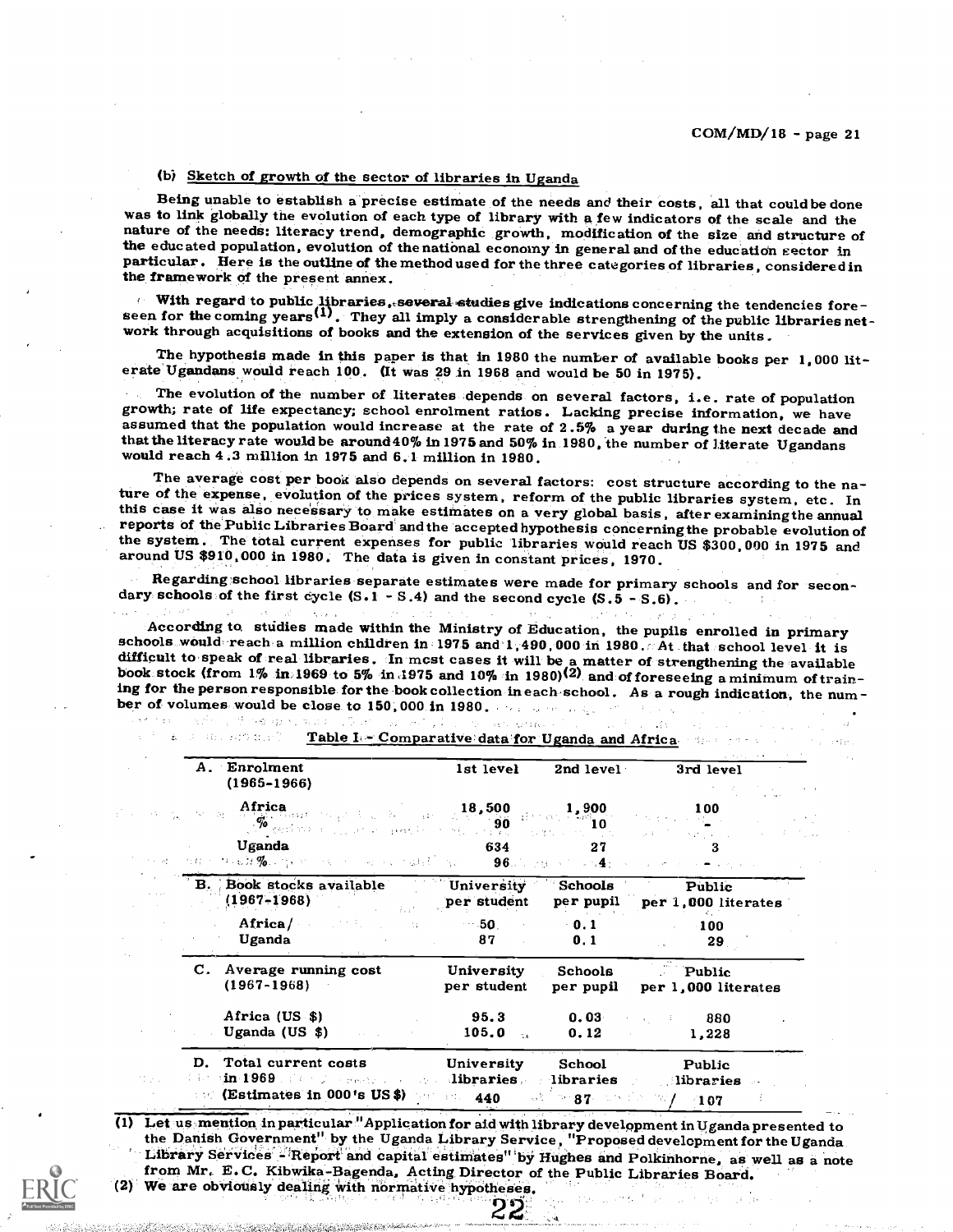(b) Sketch of growth of the sector of libraries in Uganda

Being unable to establish a precise estimate of the needs and their costs, all that could be done was to link globally the evolution of each type of library with a few indicators of the scale and the nature of the needs: literacy trend, demographic growth, modification of the size and structure of the educated population, evolution of the national economy in general and of the education sector in particular. Here is the outline of the method used for the three categories of libraries, considered in the framework of the present annex.

With regard to public libraries, several studies give indications concerning the tendencies foreseen for the coming years(1). They all imply a considerable strengthening of the public libraries network through acquisitions of books and the extension of the services given by the units.

The hypothesis made in this paper is that in 1980 the number of available books per 1,000 literate Ugandans would reach 100. (It was 29 in 1968 and would be 50 in 1975).

The evolution of the number of literates depends on several factors, i.e. rate of population growth; rate of life expectancy; school enrolment ratios. Lacking precise information, we have assumed that the population would increase at the rate of 2.5% a year during the next decade and that the literacy rate would be around 40% in 1975 and 50% in 1980, the number of literate Ugandans would reach 4.3 million in 1975 and 6.1 million in 1980.

The average cost per book also depends on several factors: cost structure according to the nature of the expense, evolution of the prices system, reform of the public libraries system, etc. In this case it was also necessary to make estimates on a very global basis, after examining the annual reports of the Public Libraries Board and the accepted hypothesis concerning the probable evolution of the system. The total current expenses for public libraries would reach US $300,000 in 1975 and around US $910,000 in 1980. The data is given in constant prices, 1970.

Regarding school libraries separate estimates were made for primary schools and for secondary schools of the first cycle (S.1 - S.4) and the second cycle (S.5 - S.6).

According to studies made within the Ministry of Education, the pupils enrolled in primary schools would reach a million children in 1975 and 1,490,000 in 1980. At that school level it is difficult to speak of real libraries. In most cases it will be a matter of strengthening the available book stock (from 1% in 1969 to 5% in 1975 and 10% in 1980)(2) and of foreseeing a minimum of training for the person responsible for the book collection in each school. As a rough indication, the number of volumes would be close to 150,000 in 1980.

Table I - Comparative data for Uganda and Africa

| A. Enrolment (1965-1966) | 1st level | 2nd level | 3rd level |
|---|---|---|---|
| Africa | 18,500 | 1,900 | 100 |
| % | 90 | 10 | - |
| Uganda | 634 | 27 | 3 |
| % | 96 | 4 | - |
| **B. Book stocks available (1967-1968)** | **University per student** | **Schools per pupil** | **Public per 1,000 literates** |
| Africa/ | 50 | 0.1 | 100 |
| Uganda | 87 | 0.1 | 29 |
| **C. Average running cost (1967-1968)** | **University per student** | **Schools per pupil** | **Public per 1,000 literates** |
| Africa (US $) | 95.3 | 0.03 | 880 |
| Uganda (US $) | 105.0 | 0.12 | 1,228 |
| **D. Total current costs in 1969 (Estimates in 000's US $)** | **University libraries** | **School libraries** | **Public libraries** |
| | 440 | 87 | 107 |

(1) Let us mention in particular "Application for aid with library development in Uganda presented to the Danish Government" by the Uganda Library Service, "Proposed development for the Uganda Library Services - Report and capital estimates" by Hughes and Polkinhorne, as well as a note from Mr. E.C. Kibwika-Bagenda, Acting Director of the Public Libraries Board.

(2) We are obviously dealing with normative hypotheses.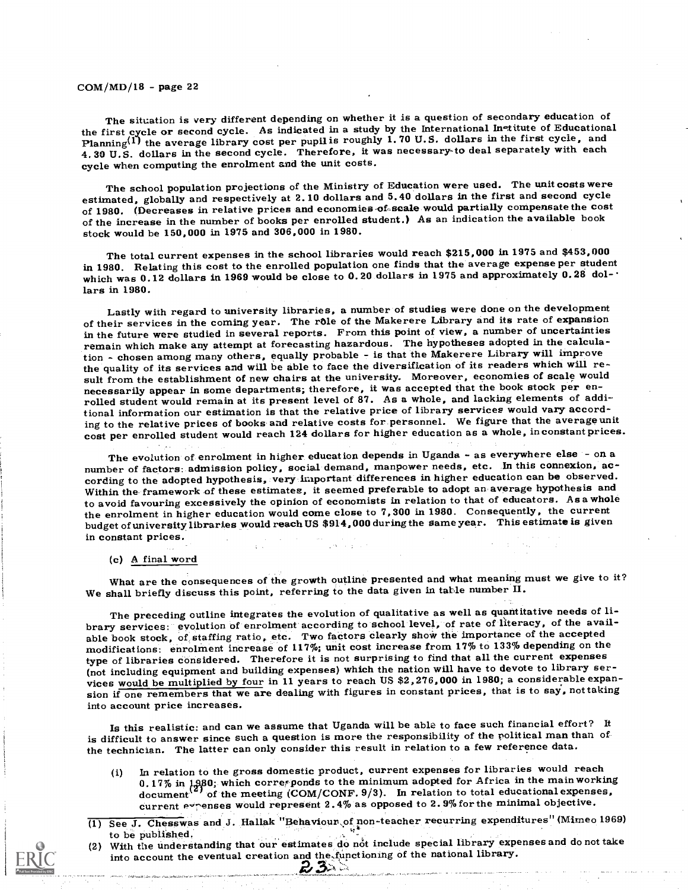The situation is very different depending on whether it is a question of secondary education of the first cycle or second cycle. As indicated in a study by the International Institute of Educational Planning[1] the average library cost per pupil is roughly 1.70 U.S. dollars in the first cycle, and 4.30 U.S. dollars in the second cycle. Therefore, it was necessary to deal separately with each cycle when computing the enrolment and the unit costs.

The school population projections of the Ministry of Education were used. The unit costs were estimated, globally and respectively at 2.10 dollars and 5.40 dollars in the first and second cycle of 1980. (Decreases in relative prices and economies of scale would partially compensate the cost of the increase in the number of books per enrolled student.) As an indication the available book stock would be 150,000 in 1975 and 306,000 in 1980.

The total current expenses in the school libraries would reach $215,000 in 1975 and $453,000 in 1980. Relating this cost to the enrolled population one finds that the average expense per student which was 0.12 dollars in 1969 would be close to 0.20 dollars in 1975 and approximately 0.28 dollars in 1980.

Lastly with regard to university libraries, a number of studies were done on the development of their services in the coming year. The rôle of the Makerere Library and its rate of expansion in the future were studied in several reports. From this point of view, a number of uncertainties remain which make any attempt at forecasting hazardous. The hypotheses adopted in the calculation - chosen among many others, equally probable - is that the Makerere Library will improve the quality of its services and will be able to face the diversification of its readers which will result from the establishment of new chairs at the university. Moreover, economies of scale would necessarily appear in some departments; therefore, it was accepted that the book stock per enrolled student would remain at its present level of 87. As a whole, and lacking elements of additional information our estimation is that the relative price of library services would vary according to the relative prices of books and relative costs for personnel. We figure that the average unit cost per enrolled student would reach 124 dollars for higher education as a whole, in constant prices.

The evolution of enrolment in higher education depends in Uganda - as everywhere else - on a number of factors: admission policy, social demand, manpower needs, etc. In this connexion, according to the adopted hypothesis, very important differences in higher education can be observed. Within the framework of these estimates, it seemed preferable to adopt an average hypothesis and to avoid favouring excessively the opinion of economists in relation to that of educators. As a whole the enrolment in higher education would come close to 7,300 in 1980. Consequently, the current budget of university libraries would reach US $914,000 during the same year. This estimate is given in constant prices.

(c) A final word

What are the consequences of the growth outline presented and what meaning must we give to it? We shall briefly discuss this point, referring to the data given in table number II.

The preceding outline integrates the evolution of qualitative as well as quantitative needs of library services: evolution of enrolment according to school level, of rate of literacy, of the available book stock, of staffing ratio, etc. Two factors clearly show the importance of the accepted modifications: enrolment increase of 117%; unit cost increase from 17% to 133% depending on the type of libraries considered. Therefore it is not surprising to find that all the current expenses (not including equipment and building expenses) which the nation will have to devote to library services would be multiplied by four in 11 years to reach US $2,276,000 in 1980; a considerable expansion if one remembers that we are dealing with figures in constant prices, that is to say, not taking into account price increases.

Is this realistic: and can we assume that Uganda will be able to face such financial effort? It is difficult to answer since such a question is more the responsibility of the political man than of the technician. The latter can only consider this result in relation to a few reference data.

(i) In relation to the gross domestic product, current expenses for libraries would reach 0.17% in 1980[2] which corresponds to the minimum adopted for Africa in the main working document of the meeting (COM/CONF.9/3). In relation to total educational expenses, current expenses would represent 2.4% as opposed to 2.9% for the minimal objective.

(1) See J. Chesswas and J. Hallak "Behaviour of non-teacher recurring expenditures" (Mimeo 1969) to be published.

(2) With the understanding that our estimates do not include special library expenses and do not take into account the eventual creation and the functioning of the national library.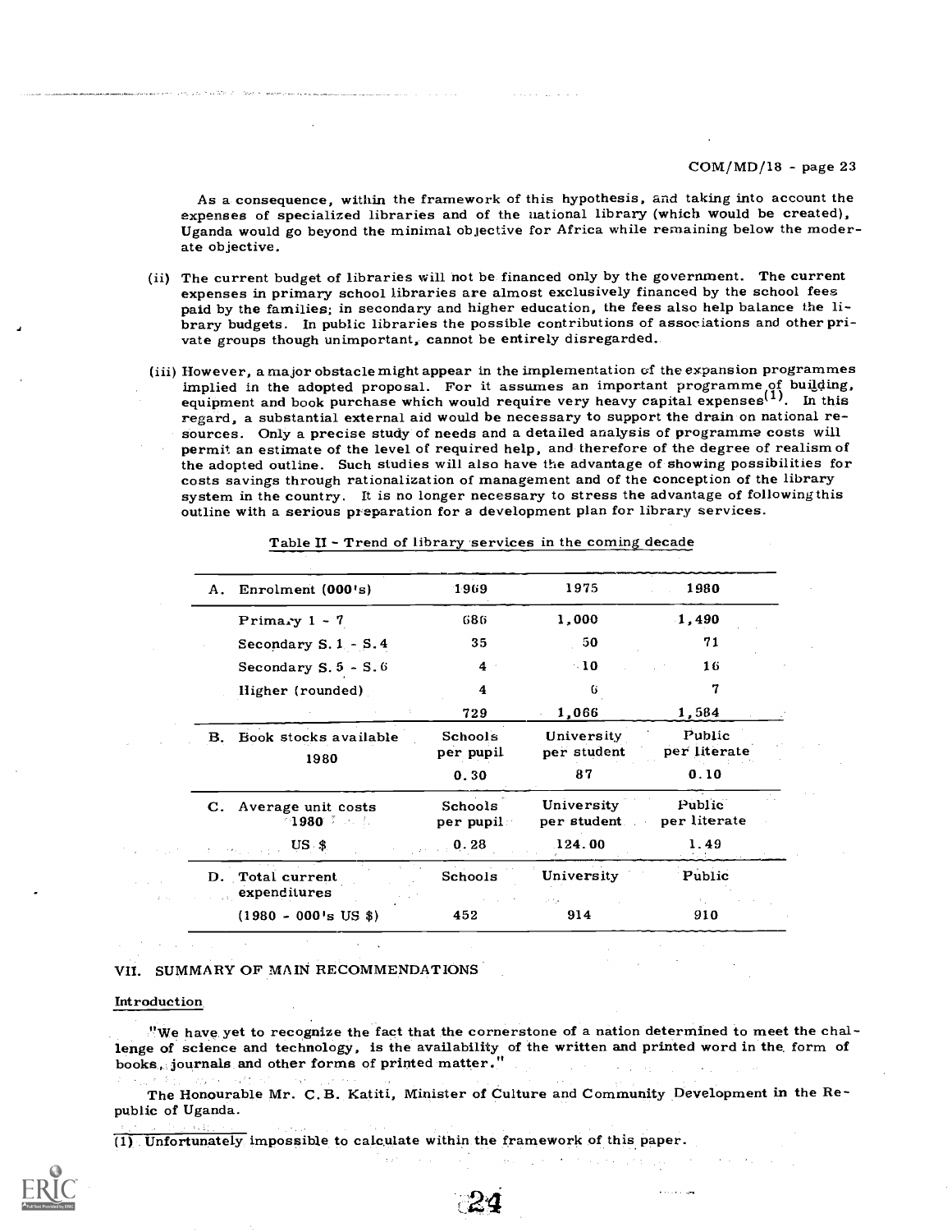As a consequence, within the framework of this hypothesis, and taking into account the expenses of specialized libraries and of the national library (which would be created), Uganda would go beyond the minimal objective for Africa while remaining below the moderate objective.

(ii) The current budget of libraries will not be financed only by the government. The current expenses in primary school libraries are almost exclusively financed by the school fees paid by the families; in secondary and higher education, the fees also help balance the library budgets. In public libraries the possible contributions of associations and other private groups though unimportant, cannot be entirely disregarded.

(iii) However, a major obstacle might appear in the implementation of the expansion programmes implied in the adopted proposal. For it assumes an important programme of building, equipment and book purchase which would require very heavy capital expenses[1]. In this regard, a substantial external aid would be necessary to support the drain on national resources. Only a precise study of needs and a detailed analysis of programme costs will permit an estimate of the level of required help, and therefore of the degree of realism of the adopted outline. Such studies will also have the advantage of showing possibilities for costs savings through rationalization of management and of the conception of the library system in the country. It is no longer necessary to stress the advantage of following this outline with a serious preparation for a development plan for library services.

Table II - Trend of library services in the coming decade

| A. Enrolment (000's) | 1969 | 1975 | 1980 |
|---|---|---|---|
| Primary 1 - 7 | 686 | 1,000 | 1,490 |
| Secondary S.1 - S.4 | 35 | 50 | 71 |
| Secondary S.5 - S.6 | 4 | 10 | 16 |
| Higher (rounded) | 4 | 6 | 7 |
| | 729 | 1,066 | 1,584 |
| **B. Book stocks available 1980** | Schools per pupil | University per student | Public per literate |
| | 0.30 | 87 | 0.10 |
| **C. Average unit costs 1980** | Schools per pupil | University per student | Public per literate |
| US $ | 0.28 | 124.00 | 1.49 |
| **D. Total current expenditures** | Schools | University | Public |
| (1980 - 000's US $) | 452 | 914 | 910 |

## VII. SUMMARY OF MAIN RECOMMENDATIONS

### Introduction

"We have yet to recognize the fact that the cornerstone of a nation determined to meet the challenge of science and technology, is the availability of the written and printed word in the form of books, journals and other forms of printed matter."

The Honourable Mr. C.B. Katiti, Minister of Culture and Community Development in the Republic of Uganda.

(1) Unfortunately impossible to calculate within the framework of this paper.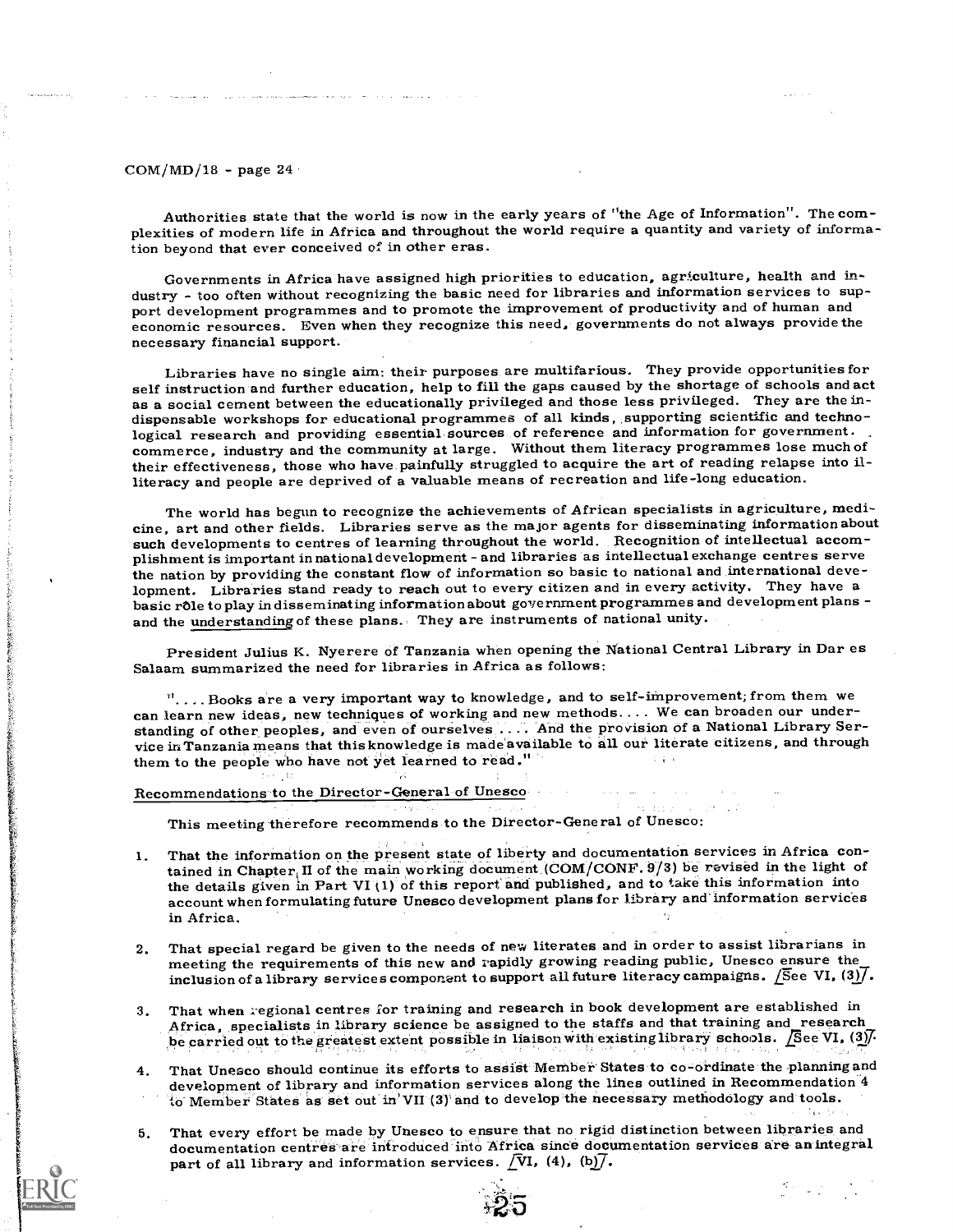Authorities state that the world is now in the early years of "the Age of Information". The complexities of modern life in Africa and throughout the world require a quantity and variety of information beyond that ever conceived of in other eras.

Governments in Africa have assigned high priorities to education, agriculture, health and industry - too often without recognizing the basic need for libraries and information services to support development programmes and to promote the improvement of productivity and of human and economic resources. Even when they recognize this need, governments do not always provide the necessary financial support.

Libraries have no single aim: their purposes are multifarious. They provide opportunities for self instruction and further education, help to fill the gaps caused by the shortage of schools and act as a social cement between the educationally privileged and those less privileged. They are the indispensable workshops for educational programmes of all kinds, supporting scientific and technological research and providing essential sources of reference and information for government, commerce, industry and the community at large. Without them literacy programmes lose much of their effectiveness, those who have painfully struggled to acquire the art of reading relapse into illiteracy and people are deprived of a valuable means of recreation and life-long education.

The world has begun to recognize the achievements of African specialists in agriculture, medicine, art and other fields. Libraries serve as the major agents for disseminating information about such developments to centres of learning throughout the world. Recognition of intellectual accomplishment is important in national development - and libraries as intellectual exchange centres serve the nation by providing the constant flow of information so basic to national and international development. Libraries stand ready to reach out to every citizen and in every activity. They have a basic rôle to play in disseminating information about government programmes and development plans - and the understanding of these plans. They are instruments of national unity.

President Julius K. Nyerere of Tanzania when opening the National Central Library in Dar es Salaam summarized the need for libraries in Africa as follows:

"....Books are a very important way to knowledge, and to self-improvement; from them we can learn new ideas, new techniques of working and new methods.... We can broaden our understanding of other peoples, and even of ourselves .... And the provision of a National Library Service in Tanzania means that this knowledge is made available to all our literate citizens, and through them to the people who have not yet learned to read."

## Recommendations to the Director-General of Unesco

This meeting therefore recommends to the Director-General of Unesco:

1. That the information on the present state of liberty and documentation services in Africa contained in Chapter II of the main working document (COM/CONF. 9/3) be revised in the light of the details given in Part VI (1) of this report and published, and to take this information into account when formulating future Unesco development plans for library and information services in Africa.

2. That special regard be given to the needs of new literates and in order to assist librarians in meeting the requirements of this new and rapidly growing reading public, Unesco ensure the inclusion of a library services component to support all future literacy campaigns. [See VI, (3)].

3. That when regional centres for training and research in book development are established in Africa, specialists in library science be assigned to the staffs and that training and research be carried out to the greatest extent possible in liaison with existing library schools. [See VI, (3)].

4. That Unesco should continue its efforts to assist Member States to co-ordinate the planning and development of library and information services along the lines outlined in Recommendation 4 to Member States as set out in VII (3) and to develop the necessary methodology and tools.

5. That every effort be made by Unesco to ensure that no rigid distinction between libraries and documentation centres are introduced into Africa since documentation services are an integral part of all library and information services. [VI, (4), (b)].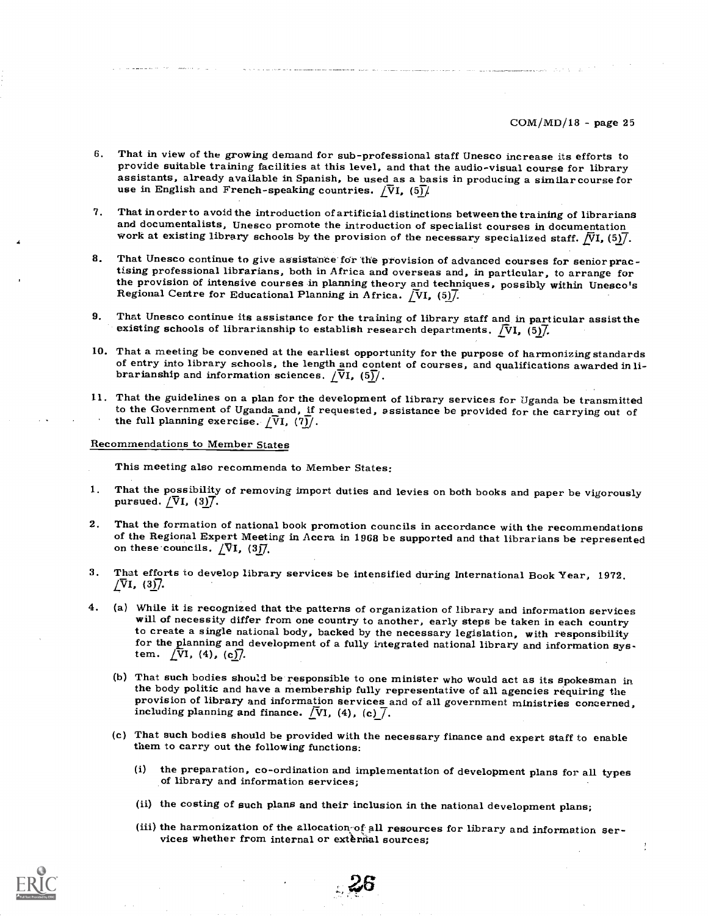6. That in view of the growing demand for sub-professional staff Unesco increase its efforts to provide suitable training facilities at this level, and that the audio-visual course for library assistants, already available in Spanish, be used as a basis in producing a similar course for use in English and French-speaking countries. [VI, (5)].

7. That in order to avoid the introduction of artificial distinctions between the training of librarians and documentalists, Unesco promote the introduction of specialist courses in documentation work at existing library schools by the provision of the necessary specialized staff. [VI, (5)].

8. That Unesco continue to give assistance for the provision of advanced courses for senior practising professional librarians, both in Africa and overseas and, in particular, to arrange for the provision of intensive courses in planning theory and techniques, possibly within Unesco's Regional Centre for Educational Planning in Africa. [VI, (5)].

9. That Unesco continue its assistance for the training of library staff and in particular assist the existing schools of librarianship to establish research departments. [VI, (5)].

10. That a meeting be convened at the earliest opportunity for the purpose of harmonizing standards of entry into library schools, the length and content of courses, and qualifications awarded in librarianship and information sciences. [VI, (5)].

11. That the guidelines on a plan for the development of library services for Uganda be transmitted to the Government of Uganda and, if requested, assistance be provided for the carrying out of the full planning exercise. [VI, (7)].

Recommendations to Member States

This meeting also recommenda to Member States:

1. That the possibility of removing import duties and levies on both books and paper be vigorously pursued. [VI, (3)].

2. That the formation of national book promotion councils in accordance with the recommendations of the Regional Expert Meeting in Accra in 1968 be supported and that librarians be represented on these councils. [VI, (3)].

3. That efforts to develop library services be intensified during International Book Year, 1972. [VI, (3)].

4. (a) While it is recognized that the patterns of organization of library and information services will of necessity differ from one country to another, early steps be taken in each country to create a single national body, backed by the necessary legislation, with responsibility for the planning and development of a fully integrated national library and information system. [VI, (4), (c)].

   (b) That such bodies should be responsible to one minister who would act as its spokesman in the body politic and have a membership fully representative of all agencies requiring the provision of library and information services and of all government ministries concerned, including planning and finance. [VI, (4), (c)].

   (c) That such bodies should be provided with the necessary finance and expert staff to enable them to carry out the following functions:

      (i) the preparation, co-ordination and implementation of development plans for all types of library and information services;

      (ii) the costing of such plans and their inclusion in the national development plans;

      (iii) the harmonization of the allocation of all resources for library and information services whether from internal or external sources;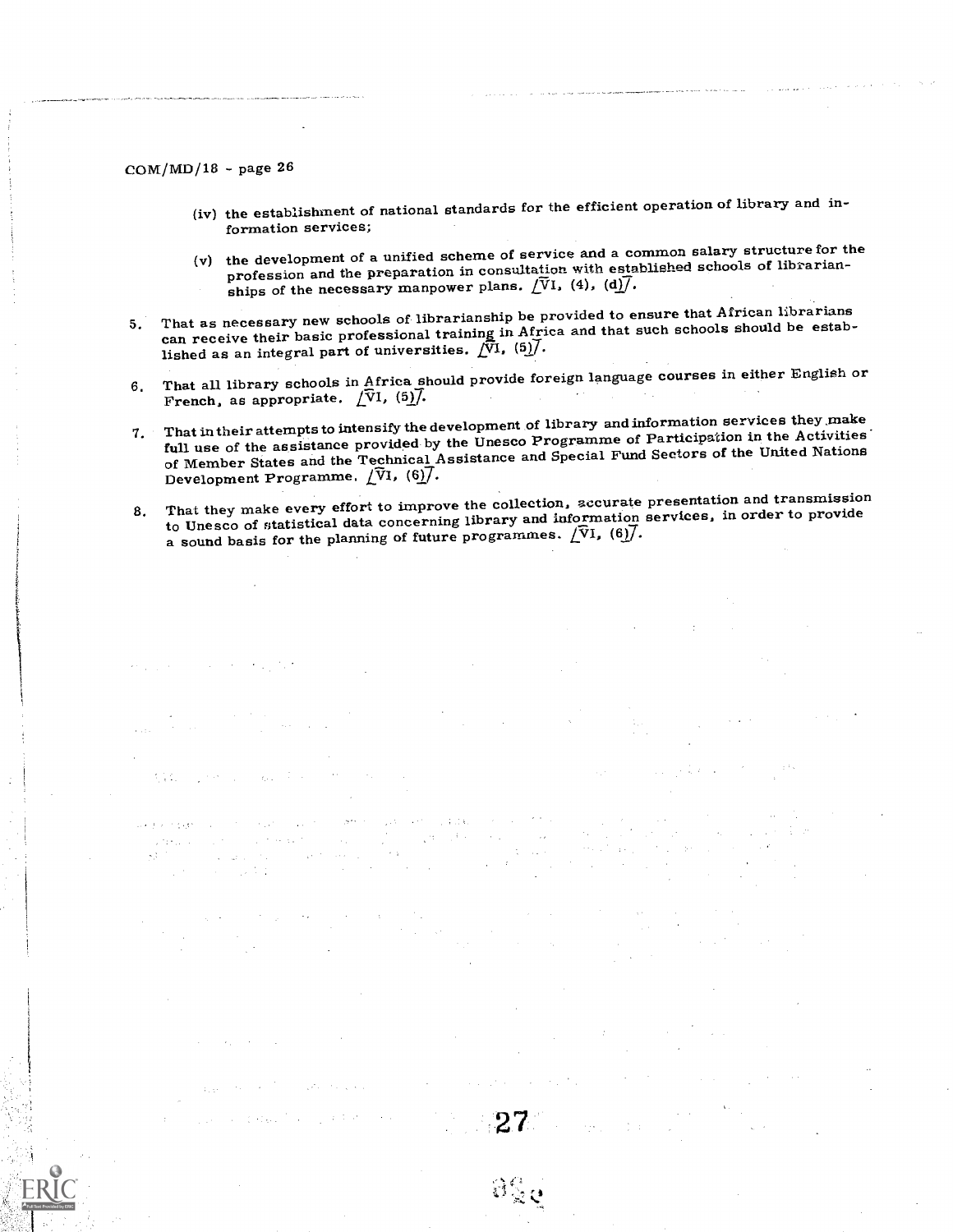(iv) the establishment of national standards for the efficient operation of library and information services;

(v) the development of a unified scheme of service and a common salary structure for the profession and the preparation in consultation with established schools of librarianships of the necessary manpower plans. [VI, (4), (d)].

5. That as necessary new schools of librarianship be provided to ensure that African librarians can receive their basic professional training in Africa and that such schools should be established as an integral part of universities. [VI, (5)].

6. That all library schools in Africa should provide foreign language courses in either English or French, as appropriate. [VI, (5)].

7. That in their attempts to intensify the development of library and information services they make full use of the assistance provided by the Unesco Programme of Participation in the Activities of Member States and the Technical Assistance and Special Fund Sectors of the United Nations Development Programme. [VI, (6)].

8. That they make every effort to improve the collection, accurate presentation and transmission to Unesco of statistical data concerning library and information services, in order to provide a sound basis for the planning of future programmes. [VI, (6)].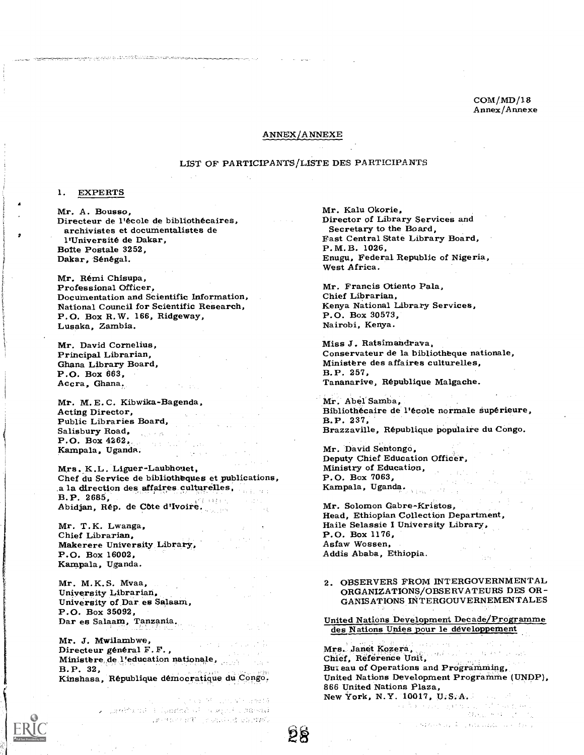COM/MD/18
Annex/Annexe

## ANNEX/ANNEXE

### LIST OF PARTICIPANTS/LISTE DES PARTICIPANTS

#### 1. EXPERTS

Mr. A. Bousso,
Directeur de l'école de bibliothécaires,
archivistes et documentalistes de
l'Université de Dakar,
Boîte Postale 3252,
Dakar, Sénégal.

Mr. Rémi Chisupa,
Professional Officer,
Documentation and Scientific Information,
National Council for Scientific Research,
P.O. Box R.W. 166, Ridgeway,
Lusaka, Zambia.

Mr. David Cornelius,
Principal Librarian,
Ghana Library Board,
P.O. Box 663,
Accra, Ghana.

Mr. M.E.C. Kibwika-Bagenda,
Acting Director,
Public Libraries Board,
Salisbury Road,
P.O. Box 4262,
Kampala, Uganda.

Mrs. K.L. Liguer-Laubhouet,
Chef du Service de bibliothèques et publications,
a la direction des affaires culturelles,
B.P. 2685,
Abidjan, Rép. de Côte d'Ivoire.

Mr. T.K. Lwanga,
Chief Librarian,
Makerere University Library,
P.O. Box 16002,
Kampala, Uganda.

Mr. M.K.S. Mvaa,
University Librarian,
University of Dar es Salaam,
P.O. Box 35092,
Dar es Salaam, Tanzania.

Mr. J. Mwilambwe,
Directeur général F.F.,
Ministère de l'education nationale,
B.P. 32,
Kinshasa, République démocratique du Congo.

Mr. Kalu Okorie,
Director of Library Services and
Secretary to the Board,
East Central State Library Board,
P.M.B. 1026,
Enugu, Federal Republic of Nigeria,
West Africa.

Mr. Francis Otiento Pala,
Chief Librarian,
Kenya National Library Services,
P.O. Box 30573,
Nairobi, Kenya.

Miss J. Ratsimandrava,
Conservateur de la bibliothèque nationale,
Ministère des affaires culturelles,
B.P. 257,
Tananarive, République Malgache.

Mr. Abel Samba,
Bibliothécaire de l'école normale supérieure,
B.P. 237,
Brazzaville, République populaire du Congo.

Mr. David Sentongo,
Deputy Chief Education Officer,
Ministry of Education,
P.O. Box 7063,
Kampala, Uganda.

Mr. Solomon Gabre-Kristos,
Head, Ethiopian Collection Department,
Haile Selassie I University Library,
P.O. Box 1176,
Asfaw Wossen,
Addis Ababa, Ethiopia.

#### 2. OBSERVERS FROM INTERGOVERNMENTAL ORGANIZATIONS/OBSERVATEURS DES ORGANISATIONS INTERGOUVERNEMENTALES

United Nations Development Decade/Programme des Nations Unies pour le développement

Mrs. Janet Kozera,
Chief, Reference Unit,
Bureau of Operations and Programming,
United Nations Development Programme (UNDP),
866 United Nations Plaza,
New York, N.Y. 10017, U.S.A.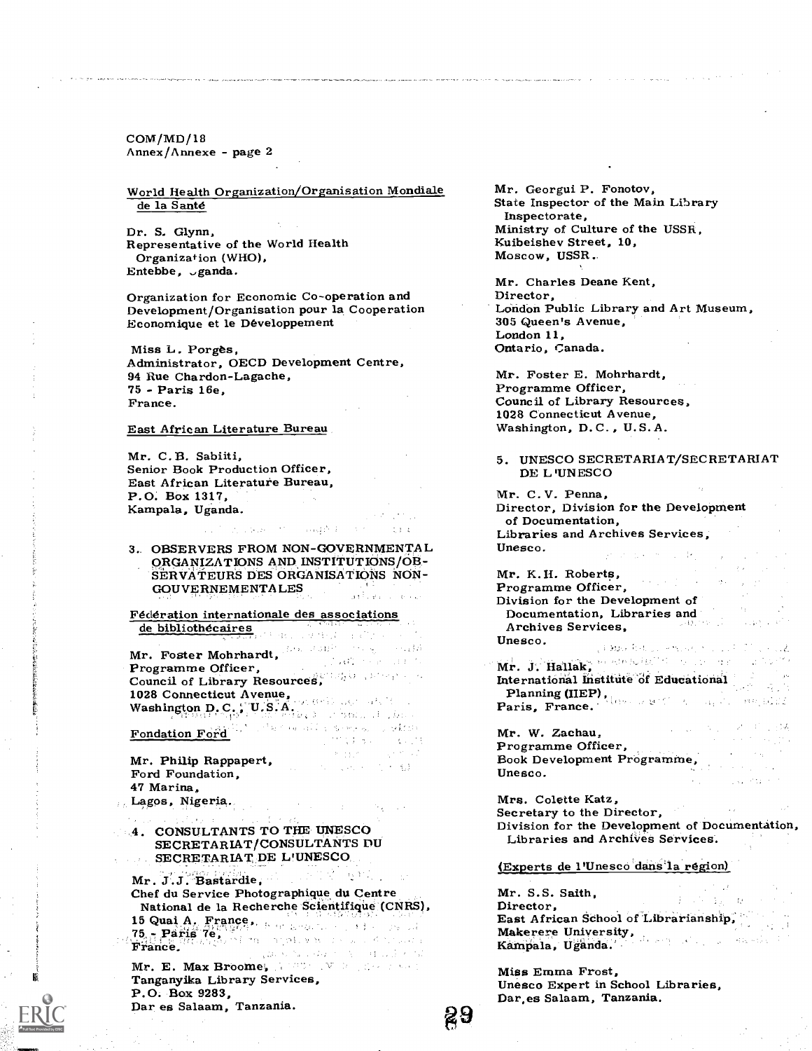COM/MD/18
Annex/Annexe - page 2

World Health Organization/Organisation Mondiale de la Santé

Dr. S. Glynn,
Representative of the World Health Organization (WHO),
Entebbe, Uganda.

Organization for Economic Co-operation and Development/Organisation pour la Cooperation Economique et le Développement

Miss L. Porgès,
Administrator, OECD Development Centre,
94 Rue Chardon-Lagache,
75 - Paris 16e,
France.

East African Literature Bureau

Mr. C.B. Sabiiti,
Senior Book Production Officer,
East African Literature Bureau,
P.O. Box 1317,
Kampala, Uganda.

## 3. OBSERVERS FROM NON-GOVERNMENTAL ORGANIZATIONS AND INSTITUTIONS/OBSERVATEURS DES ORGANISATIONS NON-GOUVERNEMENTALES

Fédération internationale des associations de bibliothécaires

Mr. Foster Mohrhardt,
Programme Officer,
Council of Library Resources,
1028 Connecticut Avenue,
Washington D.C., U.S.A.

Fondation Ford

Mr. Philip Rappapert,
Ford Foundation,
47 Marina,
Lagos, Nigeria.

## 4. CONSULTANTS TO THE UNESCO SECRETARIAT/CONSULTANTS DU SECRETARIAT DE L'UNESCO

Mr. J.J. Bastardie,
Chef du Service Photographique du Centre National de la Recherche Scientifique (CNRS),
15 Quai A. France,
75 - Paris 7e,
France.

Mr. E. Max Broome,
Tanganyika Library Services,
P.O. Box 9283,
Dar es Salaam, Tanzania.

Mr. Georgui P. Fonotov,
State Inspector of the Main Library Inspectorate,
Ministry of Culture of the USSR,
Kuibeishev Street, 10,
Moscow, USSR.

Mr. Charles Deane Kent,
Director,
London Public Library and Art Museum,
305 Queen's Avenue,
London 11,
Ontario, Canada.

Mr. Foster E. Mohrhardt,
Programme Officer,
Council of Library Resources,
1028 Connecticut Avenue,
Washington, D.C., U.S.A.

## 5. UNESCO SECRETARIAT/SECRETARIAT DE L'UNESCO

Mr. C.V. Penna,
Director, Division for the Development of Documentation,
Libraries and Archives Services,
Unesco.

Mr. K.H. Roberts,
Programme Officer,
Division for the Development of Documentation, Libraries and Archives Services,
Unesco.

Mr. J. Hallak,
International Institute of Educational Planning (IIEP),
Paris, France.

Mr. W. Zachau,
Programme Officer,
Book Development Programme,
Unesco.

Mrs. Colette Katz,
Secretary to the Director,
Division for the Development of Documentation, Libraries and Archives Services.

(Experts de l'Unesco dans la région)

Mr. S.S. Saith,
Director,
East African School of Librarianship,
Makerere University,
Kampala, Uganda.

Miss Emma Frost,
Unesco Expert in School Libraries,
Dar,es Salaam, Tanzania.